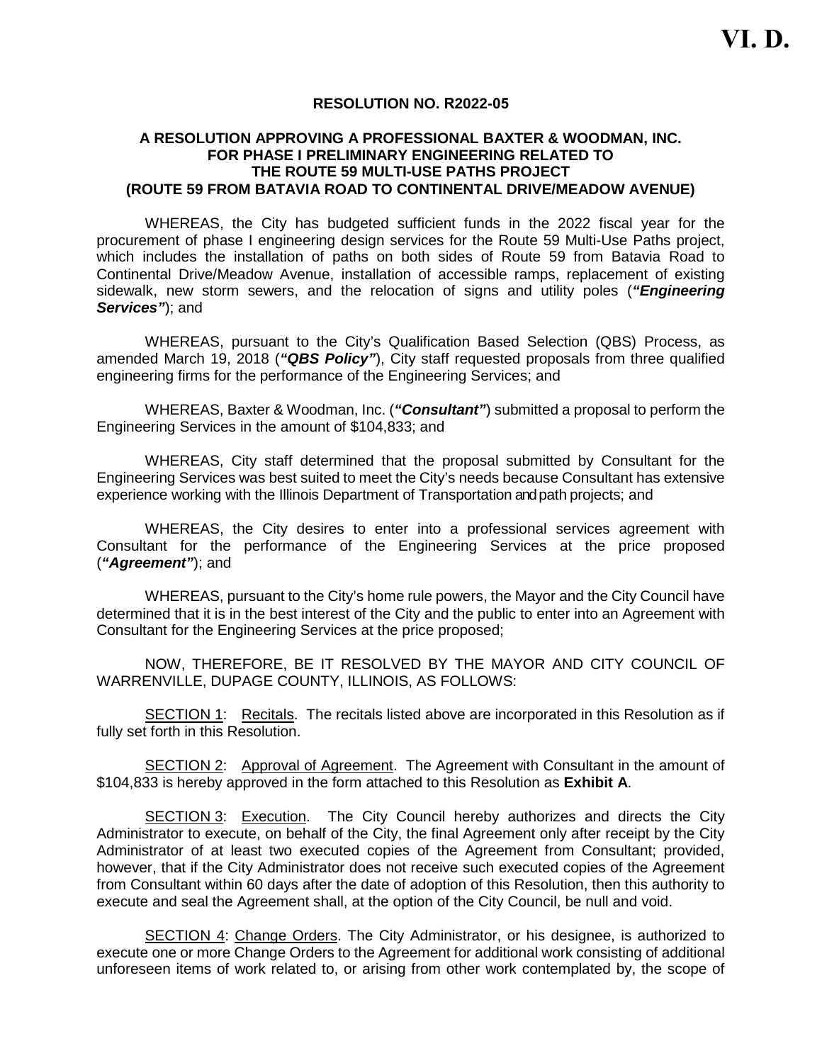# VI. D.

**RESOLUTION NO. R2022-05**

**A RESOLUTION APPROVING A PROFESSIONAL BAXTER & WOODMAN, INC. FOR PHASE I PRELIMINARY ENGINEERING RELATED TO THE ROUTE 59 MULTI-USE PATHS PROJECT (ROUTE 59 FROM BATAVIA ROAD TO CONTINENTAL DRIVE/MEADOW AVENUE)**

WHEREAS, the City has budgeted sufficient funds in the 2022 fiscal year for the procurement of phase I engineering design services for the Route 59 Multi-Use Paths project, which includes the installation of paths on both sides of Route 59 from Batavia Road to Continental Drive/Meadow Avenue, installation of accessible ramps, replacement of existing sidewalk, new storm sewers, and the relocation of signs and utility poles (***"Engineering Services"***); and

WHEREAS, pursuant to the City's Qualification Based Selection (QBS) Process, as amended March 19, 2018 (***"QBS Policy"***), City staff requested proposals from three qualified engineering firms for the performance of the Engineering Services; and

WHEREAS, Baxter & Woodman, Inc. (***"Consultant"***) submitted a proposal to perform the Engineering Services in the amount of $104,833; and

WHEREAS, City staff determined that the proposal submitted by Consultant for the Engineering Services was best suited to meet the City's needs because Consultant has extensive experience working with the Illinois Department of Transportation and path projects; and

WHEREAS, the City desires to enter into a professional services agreement with Consultant for the performance of the Engineering Services at the price proposed (***"Agreement"***); and

WHEREAS, pursuant to the City's home rule powers, the Mayor and the City Council have determined that it is in the best interest of the City and the public to enter into an Agreement with Consultant for the Engineering Services at the price proposed;

NOW, THEREFORE, BE IT RESOLVED BY THE MAYOR AND CITY COUNCIL OF WARRENVILLE, DUPAGE COUNTY, ILLINOIS, AS FOLLOWS:

SECTION 1: Recitals. The recitals listed above are incorporated in this Resolution as if fully set forth in this Resolution.

SECTION 2: Approval of Agreement. The Agreement with Consultant in the amount of $104,833 is hereby approved in the form attached to this Resolution as **Exhibit A**.

SECTION 3: Execution. The City Council hereby authorizes and directs the City Administrator to execute, on behalf of the City, the final Agreement only after receipt by the City Administrator of at least two executed copies of the Agreement from Consultant; provided, however, that if the City Administrator does not receive such executed copies of the Agreement from Consultant within 60 days after the date of adoption of this Resolution, then this authority to execute and seal the Agreement shall, at the option of the City Council, be null and void.

SECTION 4: Change Orders. The City Administrator, or his designee, is authorized to execute one or more Change Orders to the Agreement for additional work consisting of additional unforeseen items of work related to, or arising from other work contemplated by, the scope of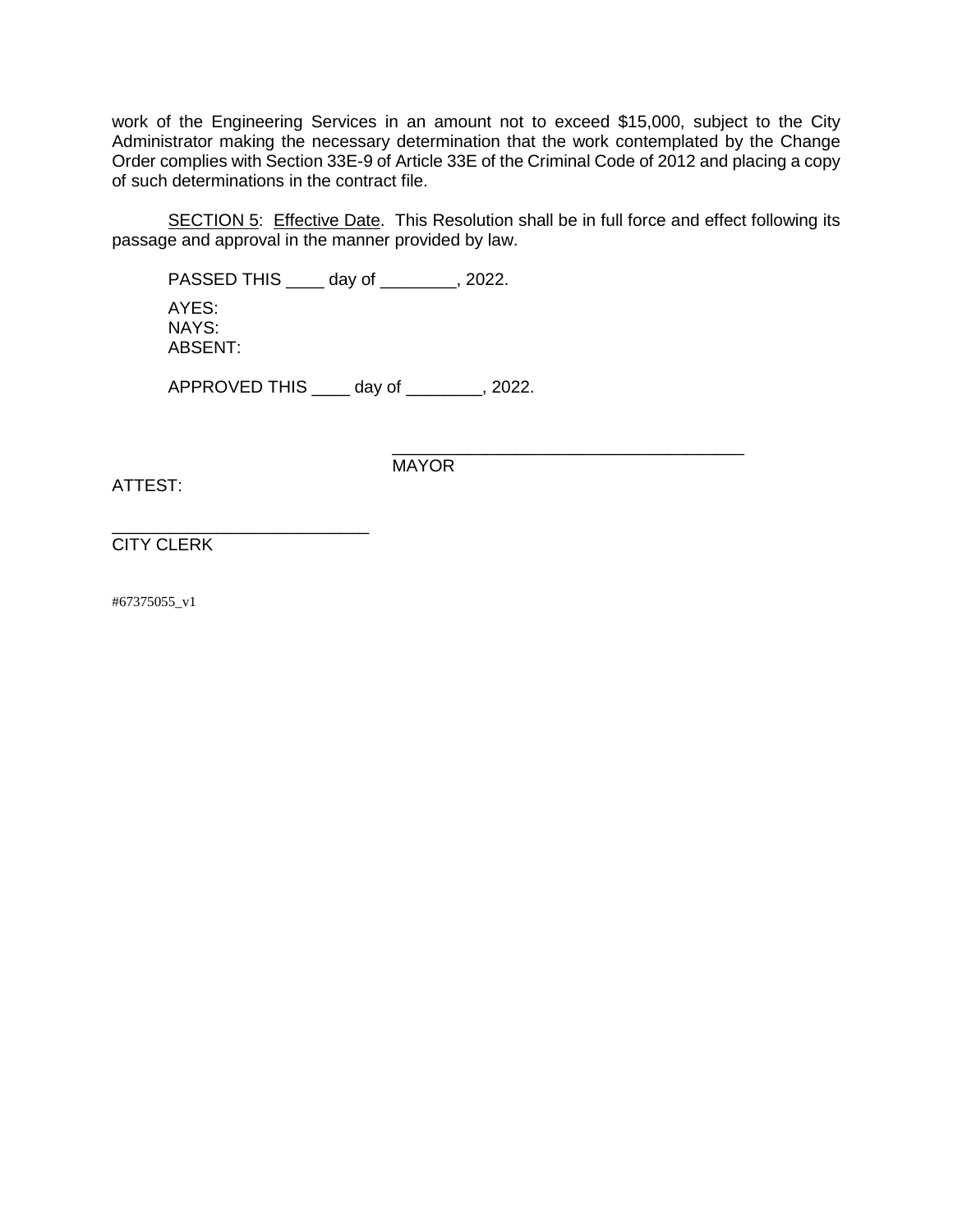work of the Engineering Services in an amount not to exceed $15,000, subject to the City Administrator making the necessary determination that the work contemplated by the Change Order complies with Section 33E-9 of Article 33E of the Criminal Code of 2012 and placing a copy of such determinations in the contract file.

<u>SECTION 5</u>: <u>Effective Date</u>. This Resolution shall be in full force and effect following its passage and approval in the manner provided by law.

PASSED THIS ____ day of ________, 2022.

AYES:
NAYS:
ABSENT:

APPROVED THIS ____ day of ________, 2022.

_____________________________________
MAYOR

ATTEST:

___________________________
CITY CLERK

#67375055_v1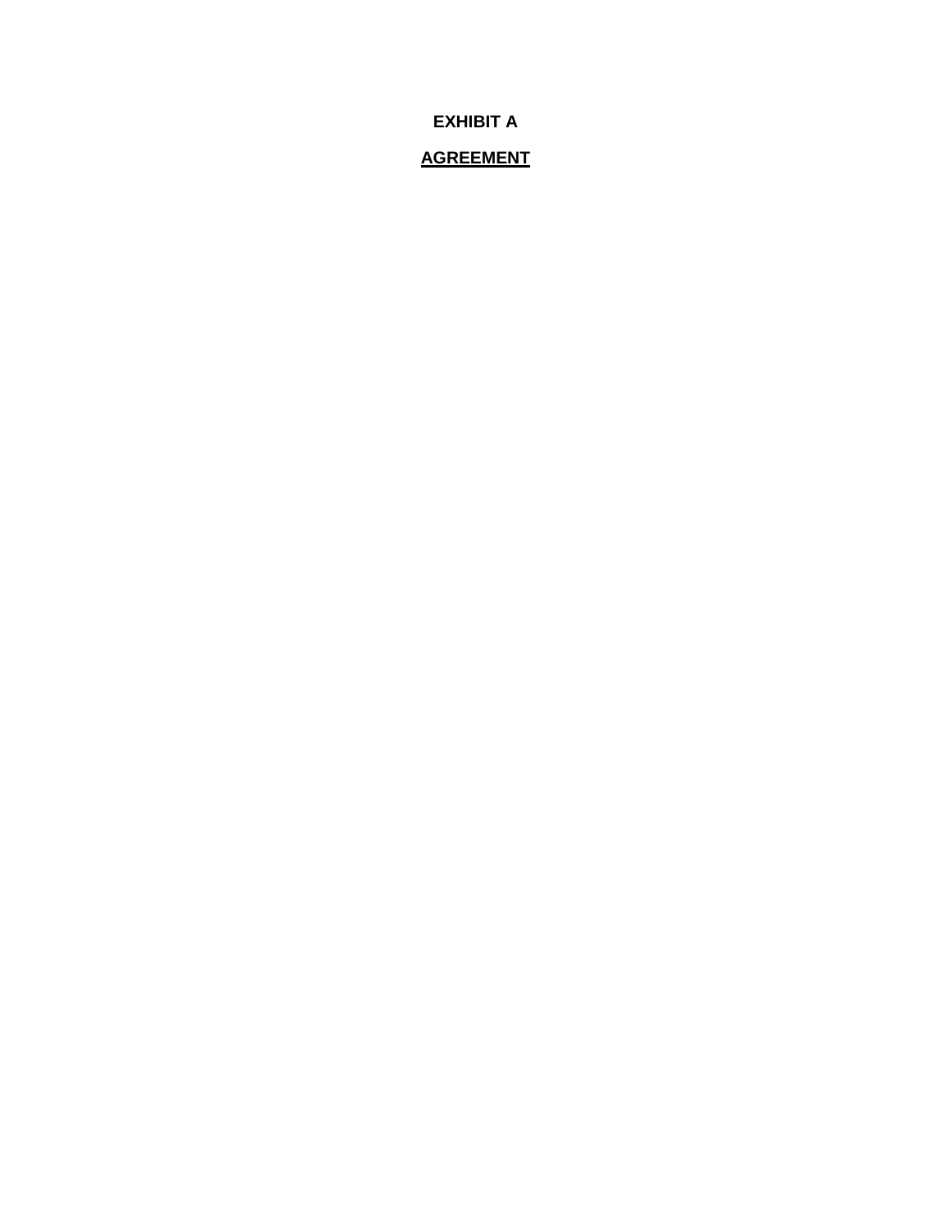**EXHIBIT A**

**AGREEMENT**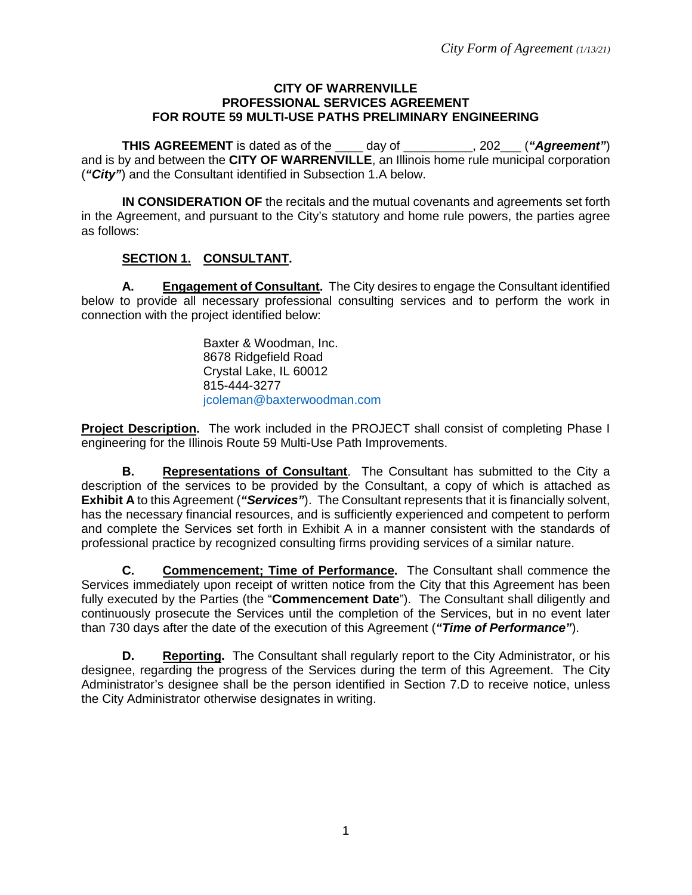# CITY OF WARRENVILLE
# PROFESSIONAL SERVICES AGREEMENT
# FOR ROUTE 59 MULTI-USE PATHS PRELIMINARY ENGINEERING

**THIS AGREEMENT** is dated as of the ____ day of __________, 202___ (***"Agreement"***) and is by and between the **CITY OF WARRENVILLE**, an Illinois home rule municipal corporation (***"City"***) and the Consultant identified in Subsection 1.A below.

**IN CONSIDERATION OF** the recitals and the mutual covenants and agreements set forth in the Agreement, and pursuant to the City's statutory and home rule powers, the parties agree as follows:

## SECTION 1. CONSULTANT.

**A. Engagement of Consultant.** The City desires to engage the Consultant identified below to provide all necessary professional consulting services and to perform the work in connection with the project identified below:

Baxter & Woodman, Inc.
8678 Ridgefield Road
Crystal Lake, IL 60012
815-444-3277
jcoleman@baxterwoodman.com

**Project Description.** The work included in the PROJECT shall consist of completing Phase I engineering for the Illinois Route 59 Multi-Use Path Improvements.

**B. Representations of Consultant**. The Consultant has submitted to the City a description of the services to be provided by the Consultant, a copy of which is attached as **Exhibit A** to this Agreement (***"Services"***). The Consultant represents that it is financially solvent, has the necessary financial resources, and is sufficiently experienced and competent to perform and complete the Services set forth in Exhibit A in a manner consistent with the standards of professional practice by recognized consulting firms providing services of a similar nature.

**C. Commencement; Time of Performance.** The Consultant shall commence the Services immediately upon receipt of written notice from the City that this Agreement has been fully executed by the Parties (the "**Commencement Date**"). The Consultant shall diligently and continuously prosecute the Services until the completion of the Services, but in no event later than 730 days after the date of the execution of this Agreement (***"Time of Performance"***).

**D. Reporting.** The Consultant shall regularly report to the City Administrator, or his designee, regarding the progress of the Services during the term of this Agreement. The City Administrator's designee shall be the person identified in Section 7.D to receive notice, unless the City Administrator otherwise designates in writing.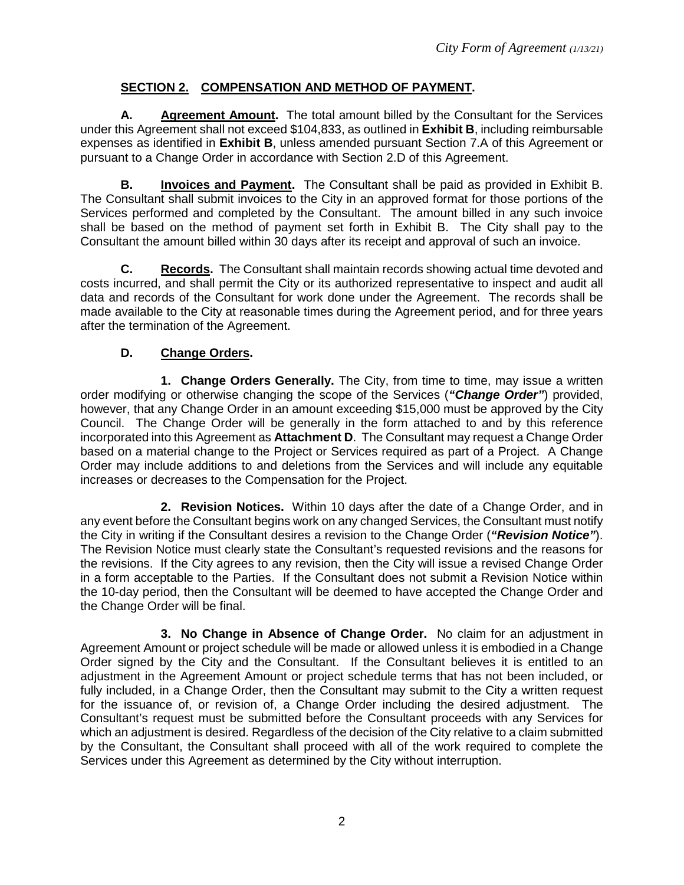## **SECTION 2. COMPENSATION AND METHOD OF PAYMENT.**

**A. Agreement Amount.** The total amount billed by the Consultant for the Services under this Agreement shall not exceed $104,833, as outlined in **Exhibit B**, including reimbursable expenses as identified in **Exhibit B**, unless amended pursuant Section 7.A of this Agreement or pursuant to a Change Order in accordance with Section 2.D of this Agreement.

**B. Invoices and Payment.** The Consultant shall be paid as provided in Exhibit B. The Consultant shall submit invoices to the City in an approved format for those portions of the Services performed and completed by the Consultant. The amount billed in any such invoice shall be based on the method of payment set forth in Exhibit B. The City shall pay to the Consultant the amount billed within 30 days after its receipt and approval of such an invoice.

**C. Records.** The Consultant shall maintain records showing actual time devoted and costs incurred, and shall permit the City or its authorized representative to inspect and audit all data and records of the Consultant for work done under the Agreement. The records shall be made available to the City at reasonable times during the Agreement period, and for three years after the termination of the Agreement.

**D. Change Orders.**

**1. Change Orders Generally.** The City, from time to time, may issue a written order modifying or otherwise changing the scope of the Services (***"Change Order"***) provided, however, that any Change Order in an amount exceeding $15,000 must be approved by the City Council. The Change Order will be generally in the form attached to and by this reference incorporated into this Agreement as **Attachment D**. The Consultant may request a Change Order based on a material change to the Project or Services required as part of a Project. A Change Order may include additions to and deletions from the Services and will include any equitable increases or decreases to the Compensation for the Project.

**2. Revision Notices.** Within 10 days after the date of a Change Order, and in any event before the Consultant begins work on any changed Services, the Consultant must notify the City in writing if the Consultant desires a revision to the Change Order (***"Revision Notice"***). The Revision Notice must clearly state the Consultant's requested revisions and the reasons for the revisions. If the City agrees to any revision, then the City will issue a revised Change Order in a form acceptable to the Parties. If the Consultant does not submit a Revision Notice within the 10-day period, then the Consultant will be deemed to have accepted the Change Order and the Change Order will be final.

**3. No Change in Absence of Change Order.** No claim for an adjustment in Agreement Amount or project schedule will be made or allowed unless it is embodied in a Change Order signed by the City and the Consultant. If the Consultant believes it is entitled to an adjustment in the Agreement Amount or project schedule terms that has not been included, or fully included, in a Change Order, then the Consultant may submit to the City a written request for the issuance of, or revision of, a Change Order including the desired adjustment. The Consultant's request must be submitted before the Consultant proceeds with any Services for which an adjustment is desired. Regardless of the decision of the City relative to a claim submitted by the Consultant, the Consultant shall proceed with all of the work required to complete the Services under this Agreement as determined by the City without interruption.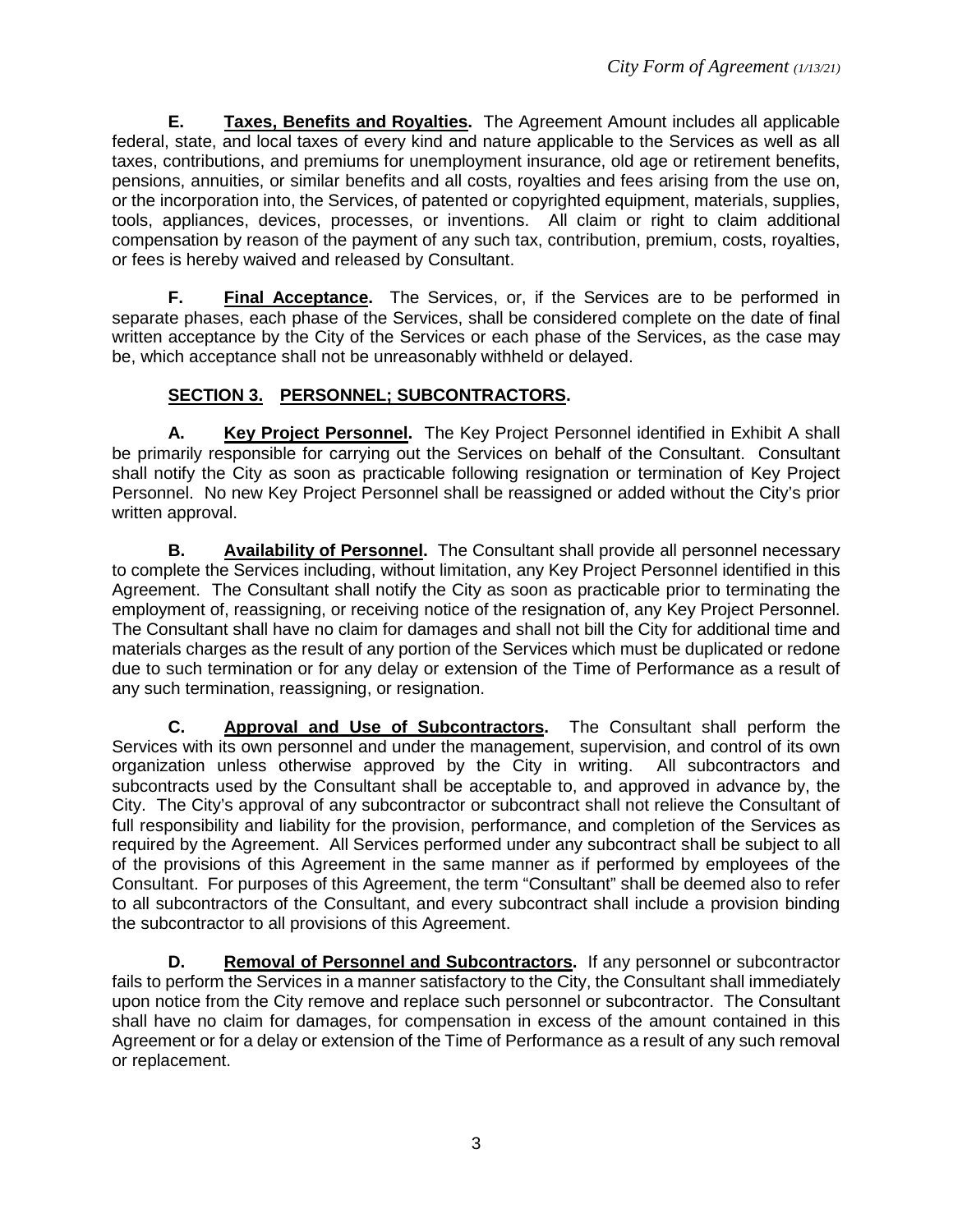**E. Taxes, Benefits and Royalties.** The Agreement Amount includes all applicable federal, state, and local taxes of every kind and nature applicable to the Services as well as all taxes, contributions, and premiums for unemployment insurance, old age or retirement benefits, pensions, annuities, or similar benefits and all costs, royalties and fees arising from the use on, or the incorporation into, the Services, of patented or copyrighted equipment, materials, supplies, tools, appliances, devices, processes, or inventions. All claim or right to claim additional compensation by reason of the payment of any such tax, contribution, premium, costs, royalties, or fees is hereby waived and released by Consultant.

**F. Final Acceptance.** The Services, or, if the Services are to be performed in separate phases, each phase of the Services, shall be considered complete on the date of final written acceptance by the City of the Services or each phase of the Services, as the case may be, which acceptance shall not be unreasonably withheld or delayed.

## SECTION 3. PERSONNEL; SUBCONTRACTORS.

**A. Key Project Personnel.** The Key Project Personnel identified in Exhibit A shall be primarily responsible for carrying out the Services on behalf of the Consultant. Consultant shall notify the City as soon as practicable following resignation or termination of Key Project Personnel. No new Key Project Personnel shall be reassigned or added without the City's prior written approval.

**B. Availability of Personnel.** The Consultant shall provide all personnel necessary to complete the Services including, without limitation, any Key Project Personnel identified in this Agreement. The Consultant shall notify the City as soon as practicable prior to terminating the employment of, reassigning, or receiving notice of the resignation of, any Key Project Personnel. The Consultant shall have no claim for damages and shall not bill the City for additional time and materials charges as the result of any portion of the Services which must be duplicated or redone due to such termination or for any delay or extension of the Time of Performance as a result of any such termination, reassigning, or resignation.

**C. Approval and Use of Subcontractors.** The Consultant shall perform the Services with its own personnel and under the management, supervision, and control of its own organization unless otherwise approved by the City in writing. All subcontractors and subcontracts used by the Consultant shall be acceptable to, and approved in advance by, the City. The City's approval of any subcontractor or subcontract shall not relieve the Consultant of full responsibility and liability for the provision, performance, and completion of the Services as required by the Agreement. All Services performed under any subcontract shall be subject to all of the provisions of this Agreement in the same manner as if performed by employees of the Consultant. For purposes of this Agreement, the term "Consultant" shall be deemed also to refer to all subcontractors of the Consultant, and every subcontract shall include a provision binding the subcontractor to all provisions of this Agreement.

**D. Removal of Personnel and Subcontractors.** If any personnel or subcontractor fails to perform the Services in a manner satisfactory to the City, the Consultant shall immediately upon notice from the City remove and replace such personnel or subcontractor. The Consultant shall have no claim for damages, for compensation in excess of the amount contained in this Agreement or for a delay or extension of the Time of Performance as a result of any such removal or replacement.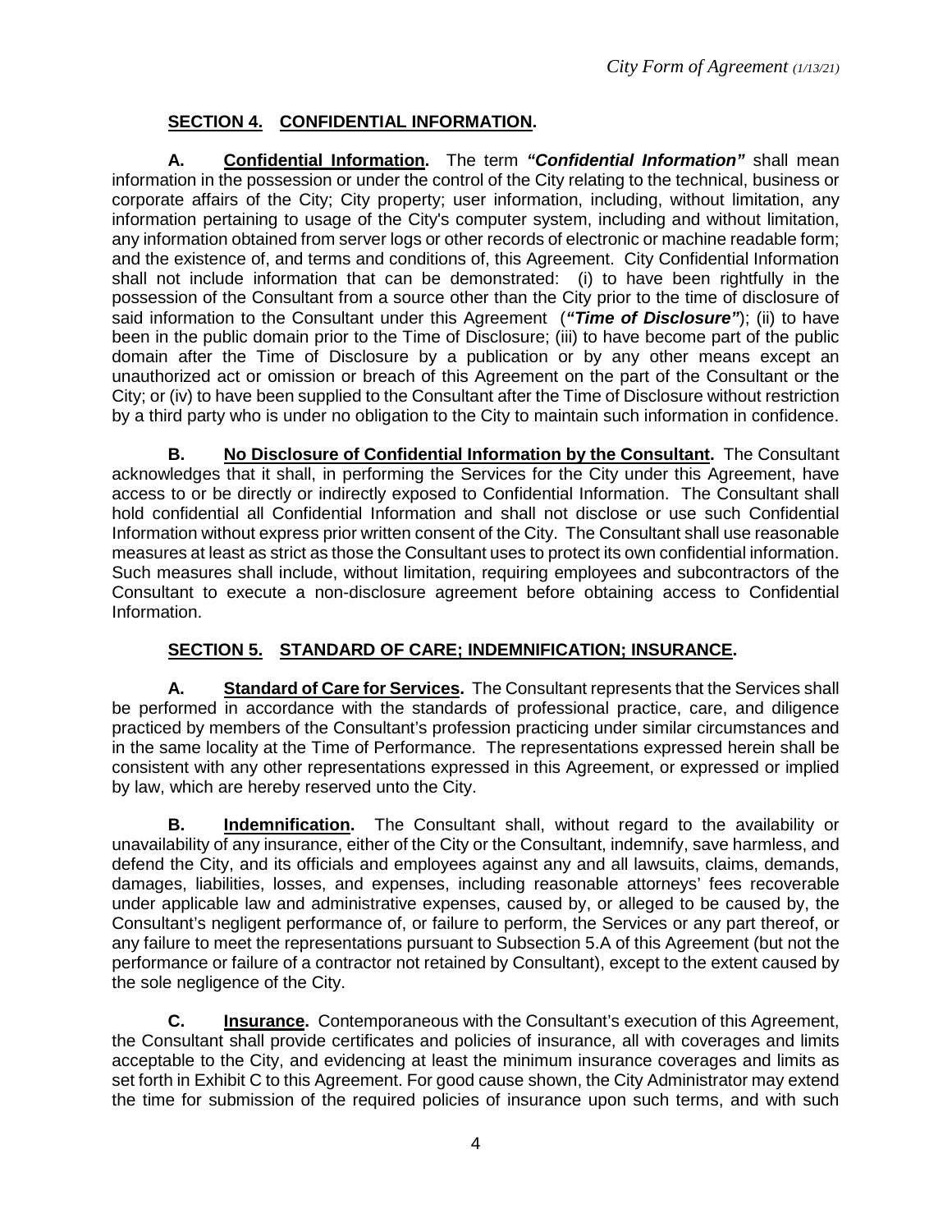## SECTION 4. CONFIDENTIAL INFORMATION.

**A. Confidential Information.** The term ***"Confidential Information"*** shall mean information in the possession or under the control of the City relating to the technical, business or corporate affairs of the City; City property; user information, including, without limitation, any information pertaining to usage of the City's computer system, including and without limitation, any information obtained from server logs or other records of electronic or machine readable form; and the existence of, and terms and conditions of, this Agreement. City Confidential Information shall not include information that can be demonstrated: (i) to have been rightfully in the possession of the Consultant from a source other than the City prior to the time of disclosure of said information to the Consultant under this Agreement (***"Time of Disclosure"***); (ii) to have been in the public domain prior to the Time of Disclosure; (iii) to have become part of the public domain after the Time of Disclosure by a publication or by any other means except an unauthorized act or omission or breach of this Agreement on the part of the Consultant or the City; or (iv) to have been supplied to the Consultant after the Time of Disclosure without restriction by a third party who is under no obligation to the City to maintain such information in confidence.

**B. No Disclosure of Confidential Information by the Consultant.** The Consultant acknowledges that it shall, in performing the Services for the City under this Agreement, have access to or be directly or indirectly exposed to Confidential Information. The Consultant shall hold confidential all Confidential Information and shall not disclose or use such Confidential Information without express prior written consent of the City. The Consultant shall use reasonable measures at least as strict as those the Consultant uses to protect its own confidential information. Such measures shall include, without limitation, requiring employees and subcontractors of the Consultant to execute a non-disclosure agreement before obtaining access to Confidential Information.

## SECTION 5. STANDARD OF CARE; INDEMNIFICATION; INSURANCE.

**A. Standard of Care for Services.** The Consultant represents that the Services shall be performed in accordance with the standards of professional practice, care, and diligence practiced by members of the Consultant's profession practicing under similar circumstances and in the same locality at the Time of Performance. The representations expressed herein shall be consistent with any other representations expressed in this Agreement, or expressed or implied by law, which are hereby reserved unto the City.

**B. Indemnification.** The Consultant shall, without regard to the availability or unavailability of any insurance, either of the City or the Consultant, indemnify, save harmless, and defend the City, and its officials and employees against any and all lawsuits, claims, demands, damages, liabilities, losses, and expenses, including reasonable attorneys' fees recoverable under applicable law and administrative expenses, caused by, or alleged to be caused by, the Consultant's negligent performance of, or failure to perform, the Services or any part thereof, or any failure to meet the representations pursuant to Subsection 5.A of this Agreement (but not the performance or failure of a contractor not retained by Consultant), except to the extent caused by the sole negligence of the City.

**C. Insurance.** Contemporaneous with the Consultant's execution of this Agreement, the Consultant shall provide certificates and policies of insurance, all with coverages and limits acceptable to the City, and evidencing at least the minimum insurance coverages and limits as set forth in Exhibit C to this Agreement. For good cause shown, the City Administrator may extend the time for submission of the required policies of insurance upon such terms, and with such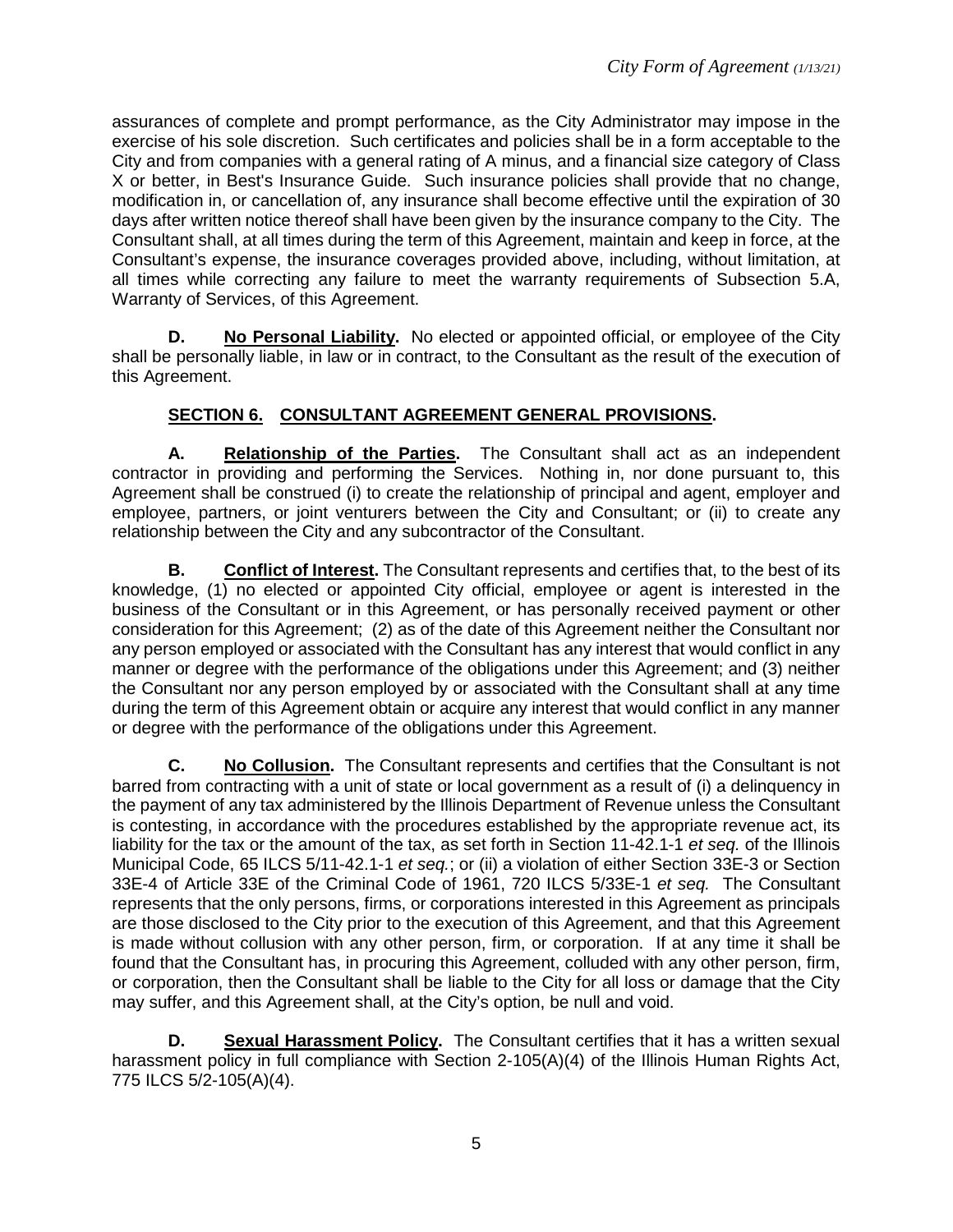assurances of complete and prompt performance, as the City Administrator may impose in the exercise of his sole discretion. Such certificates and policies shall be in a form acceptable to the City and from companies with a general rating of A minus, and a financial size category of Class X or better, in Best's Insurance Guide. Such insurance policies shall provide that no change, modification in, or cancellation of, any insurance shall become effective until the expiration of 30 days after written notice thereof shall have been given by the insurance company to the City. The Consultant shall, at all times during the term of this Agreement, maintain and keep in force, at the Consultant's expense, the insurance coverages provided above, including, without limitation, at all times while correcting any failure to meet the warranty requirements of Subsection 5.A, Warranty of Services, of this Agreement.

**D. No Personal Liability.** No elected or appointed official, or employee of the City shall be personally liable, in law or in contract, to the Consultant as the result of the execution of this Agreement.

## SECTION 6. CONSULTANT AGREEMENT GENERAL PROVISIONS.

**A. Relationship of the Parties.** The Consultant shall act as an independent contractor in providing and performing the Services. Nothing in, nor done pursuant to, this Agreement shall be construed (i) to create the relationship of principal and agent, employer and employee, partners, or joint venturers between the City and Consultant; or (ii) to create any relationship between the City and any subcontractor of the Consultant.

**B. Conflict of Interest.** The Consultant represents and certifies that, to the best of its knowledge, (1) no elected or appointed City official, employee or agent is interested in the business of the Consultant or in this Agreement, or has personally received payment or other consideration for this Agreement; (2) as of the date of this Agreement neither the Consultant nor any person employed or associated with the Consultant has any interest that would conflict in any manner or degree with the performance of the obligations under this Agreement; and (3) neither the Consultant nor any person employed by or associated with the Consultant shall at any time during the term of this Agreement obtain or acquire any interest that would conflict in any manner or degree with the performance of the obligations under this Agreement.

**C. No Collusion.** The Consultant represents and certifies that the Consultant is not barred from contracting with a unit of state or local government as a result of (i) a delinquency in the payment of any tax administered by the Illinois Department of Revenue unless the Consultant is contesting, in accordance with the procedures established by the appropriate revenue act, its liability for the tax or the amount of the tax, as set forth in Section 11-42.1-1 *et seq.* of the Illinois Municipal Code, 65 ILCS 5/11-42.1-1 *et seq.*; or (ii) a violation of either Section 33E-3 or Section 33E-4 of Article 33E of the Criminal Code of 1961, 720 ILCS 5/33E-1 *et seq.* The Consultant represents that the only persons, firms, or corporations interested in this Agreement as principals are those disclosed to the City prior to the execution of this Agreement, and that this Agreement is made without collusion with any other person, firm, or corporation. If at any time it shall be found that the Consultant has, in procuring this Agreement, colluded with any other person, firm, or corporation, then the Consultant shall be liable to the City for all loss or damage that the City may suffer, and this Agreement shall, at the City's option, be null and void.

**D. Sexual Harassment Policy.** The Consultant certifies that it has a written sexual harassment policy in full compliance with Section 2-105(A)(4) of the Illinois Human Rights Act, 775 ILCS 5/2-105(A)(4).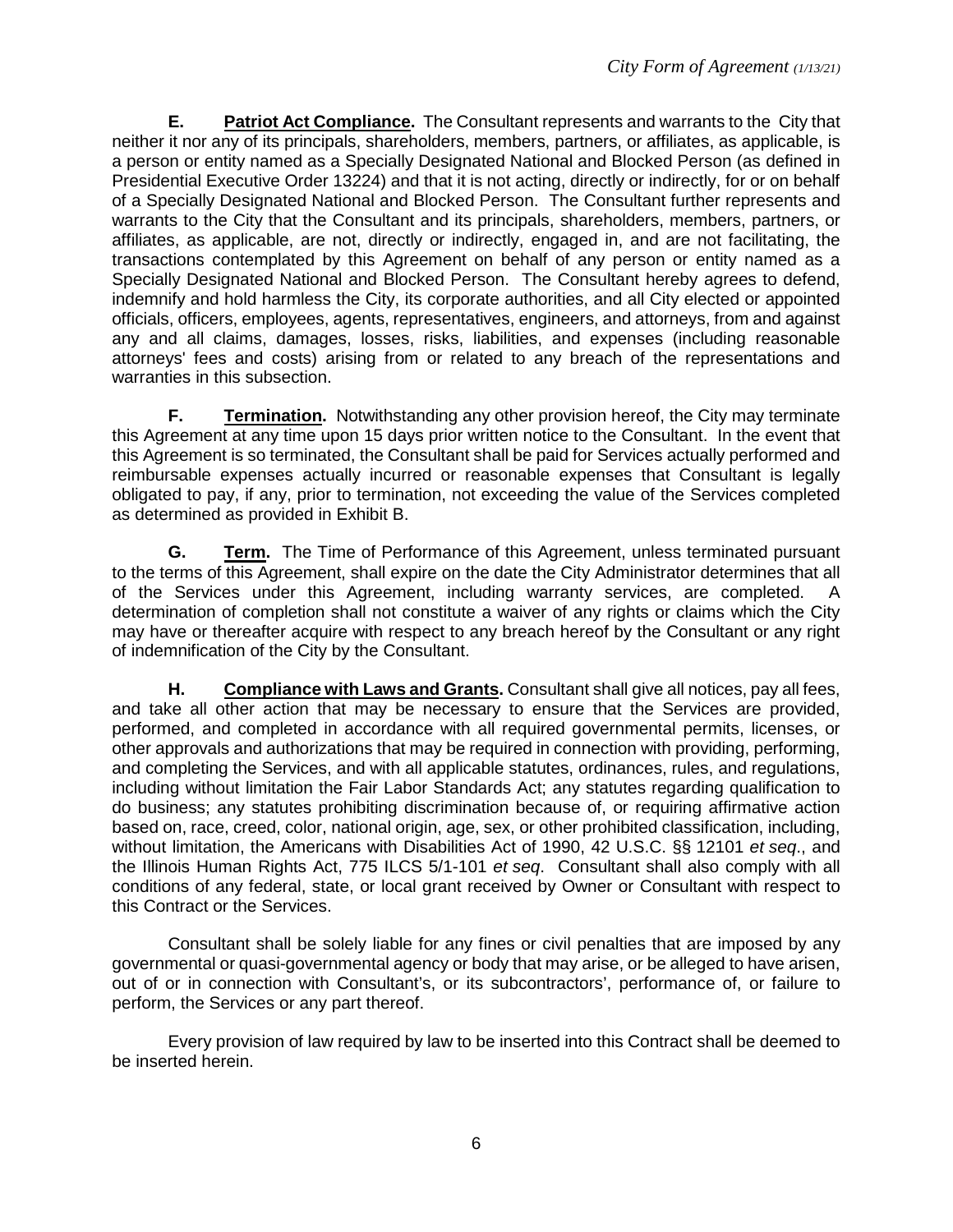**E. Patriot Act Compliance.** The Consultant represents and warrants to the City that neither it nor any of its principals, shareholders, members, partners, or affiliates, as applicable, is a person or entity named as a Specially Designated National and Blocked Person (as defined in Presidential Executive Order 13224) and that it is not acting, directly or indirectly, for or on behalf of a Specially Designated National and Blocked Person. The Consultant further represents and warrants to the City that the Consultant and its principals, shareholders, members, partners, or affiliates, as applicable, are not, directly or indirectly, engaged in, and are not facilitating, the transactions contemplated by this Agreement on behalf of any person or entity named as a Specially Designated National and Blocked Person. The Consultant hereby agrees to defend, indemnify and hold harmless the City, its corporate authorities, and all City elected or appointed officials, officers, employees, agents, representatives, engineers, and attorneys, from and against any and all claims, damages, losses, risks, liabilities, and expenses (including reasonable attorneys' fees and costs) arising from or related to any breach of the representations and warranties in this subsection.

**F. Termination.** Notwithstanding any other provision hereof, the City may terminate this Agreement at any time upon 15 days prior written notice to the Consultant. In the event that this Agreement is so terminated, the Consultant shall be paid for Services actually performed and reimbursable expenses actually incurred or reasonable expenses that Consultant is legally obligated to pay, if any, prior to termination, not exceeding the value of the Services completed as determined as provided in Exhibit B.

**G. Term.** The Time of Performance of this Agreement, unless terminated pursuant to the terms of this Agreement, shall expire on the date the City Administrator determines that all of the Services under this Agreement, including warranty services, are completed. A determination of completion shall not constitute a waiver of any rights or claims which the City may have or thereafter acquire with respect to any breach hereof by the Consultant or any right of indemnification of the City by the Consultant.

**H. Compliance with Laws and Grants.** Consultant shall give all notices, pay all fees, and take all other action that may be necessary to ensure that the Services are provided, performed, and completed in accordance with all required governmental permits, licenses, or other approvals and authorizations that may be required in connection with providing, performing, and completing the Services, and with all applicable statutes, ordinances, rules, and regulations, including without limitation the Fair Labor Standards Act; any statutes regarding qualification to do business; any statutes prohibiting discrimination because of, or requiring affirmative action based on, race, creed, color, national origin, age, sex, or other prohibited classification, including, without limitation, the Americans with Disabilities Act of 1990, 42 U.S.C. §§ 12101 *et seq*., and the Illinois Human Rights Act, 775 ILCS 5/1-101 *et seq*. Consultant shall also comply with all conditions of any federal, state, or local grant received by Owner or Consultant with respect to this Contract or the Services.

Consultant shall be solely liable for any fines or civil penalties that are imposed by any governmental or quasi-governmental agency or body that may arise, or be alleged to have arisen, out of or in connection with Consultant's, or its subcontractors', performance of, or failure to perform, the Services or any part thereof.

Every provision of law required by law to be inserted into this Contract shall be deemed to be inserted herein.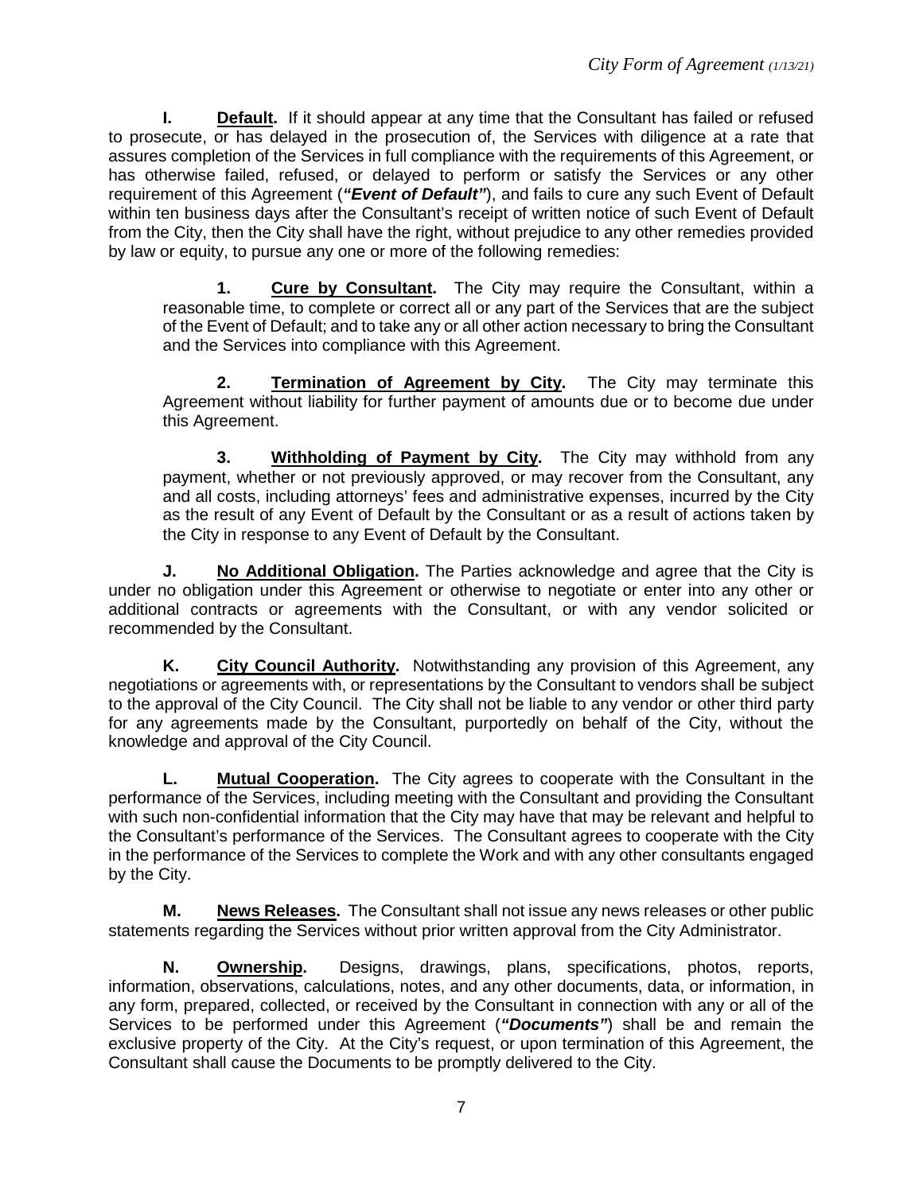**I. Default.** If it should appear at any time that the Consultant has failed or refused to prosecute, or has delayed in the prosecution of, the Services with diligence at a rate that assures completion of the Services in full compliance with the requirements of this Agreement, or has otherwise failed, refused, or delayed to perform or satisfy the Services or any other requirement of this Agreement (***"Event of Default"***), and fails to cure any such Event of Default within ten business days after the Consultant's receipt of written notice of such Event of Default from the City, then the City shall have the right, without prejudice to any other remedies provided by law or equity, to pursue any one or more of the following remedies:

> **1. Cure by Consultant.** The City may require the Consultant, within a reasonable time, to complete or correct all or any part of the Services that are the subject of the Event of Default; and to take any or all other action necessary to bring the Consultant and the Services into compliance with this Agreement.
>
> **2. Termination of Agreement by City.** The City may terminate this Agreement without liability for further payment of amounts due or to become due under this Agreement.
>
> **3. Withholding of Payment by City.** The City may withhold from any payment, whether or not previously approved, or may recover from the Consultant, any and all costs, including attorneys' fees and administrative expenses, incurred by the City as the result of any Event of Default by the Consultant or as a result of actions taken by the City in response to any Event of Default by the Consultant.

**J. No Additional Obligation.** The Parties acknowledge and agree that the City is under no obligation under this Agreement or otherwise to negotiate or enter into any other or additional contracts or agreements with the Consultant, or with any vendor solicited or recommended by the Consultant.

**K. City Council Authority.** Notwithstanding any provision of this Agreement, any negotiations or agreements with, or representations by the Consultant to vendors shall be subject to the approval of the City Council. The City shall not be liable to any vendor or other third party for any agreements made by the Consultant, purportedly on behalf of the City, without the knowledge and approval of the City Council.

**L. Mutual Cooperation.** The City agrees to cooperate with the Consultant in the performance of the Services, including meeting with the Consultant and providing the Consultant with such non-confidential information that the City may have that may be relevant and helpful to the Consultant's performance of the Services. The Consultant agrees to cooperate with the City in the performance of the Services to complete the Work and with any other consultants engaged by the City.

**M. News Releases.** The Consultant shall not issue any news releases or other public statements regarding the Services without prior written approval from the City Administrator.

**N. Ownership.** Designs, drawings, plans, specifications, photos, reports, information, observations, calculations, notes, and any other documents, data, or information, in any form, prepared, collected, or received by the Consultant in connection with any or all of the Services to be performed under this Agreement (***"Documents"***) shall be and remain the exclusive property of the City. At the City's request, or upon termination of this Agreement, the Consultant shall cause the Documents to be promptly delivered to the City.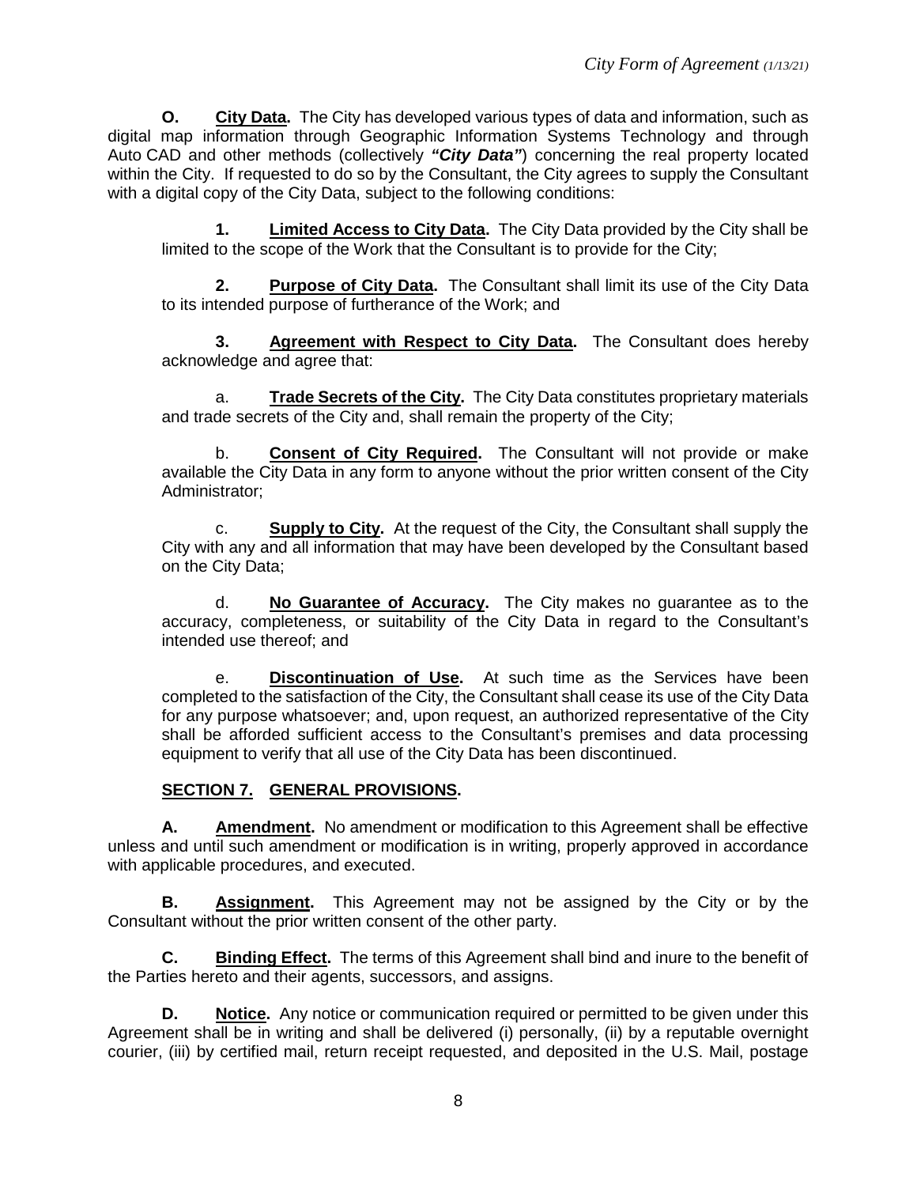**O. City Data.** The City has developed various types of data and information, such as digital map information through Geographic Information Systems Technology and through Auto CAD and other methods (collectively ***"City Data"***) concerning the real property located within the City. If requested to do so by the Consultant, the City agrees to supply the Consultant with a digital copy of the City Data, subject to the following conditions:

**1. Limited Access to City Data.** The City Data provided by the City shall be limited to the scope of the Work that the Consultant is to provide for the City;

**2. Purpose of City Data.** The Consultant shall limit its use of the City Data to its intended purpose of furtherance of the Work; and

**3. Agreement with Respect to City Data.** The Consultant does hereby acknowledge and agree that:

a. **Trade Secrets of the City.** The City Data constitutes proprietary materials and trade secrets of the City and, shall remain the property of the City;

b. **Consent of City Required.** The Consultant will not provide or make available the City Data in any form to anyone without the prior written consent of the City Administrator;

c. **Supply to City.** At the request of the City, the Consultant shall supply the City with any and all information that may have been developed by the Consultant based on the City Data;

d. **No Guarantee of Accuracy.** The City makes no guarantee as to the accuracy, completeness, or suitability of the City Data in regard to the Consultant's intended use thereof; and

e. **Discontinuation of Use.** At such time as the Services have been completed to the satisfaction of the City, the Consultant shall cease its use of the City Data for any purpose whatsoever; and, upon request, an authorized representative of the City shall be afforded sufficient access to the Consultant's premises and data processing equipment to verify that all use of the City Data has been discontinued.

## SECTION 7. GENERAL PROVISIONS.

**A. Amendment.** No amendment or modification to this Agreement shall be effective unless and until such amendment or modification is in writing, properly approved in accordance with applicable procedures, and executed.

**B. Assignment.** This Agreement may not be assigned by the City or by the Consultant without the prior written consent of the other party.

**C. Binding Effect.** The terms of this Agreement shall bind and inure to the benefit of the Parties hereto and their agents, successors, and assigns.

**D. Notice.** Any notice or communication required or permitted to be given under this Agreement shall be in writing and shall be delivered (i) personally, (ii) by a reputable overnight courier, (iii) by certified mail, return receipt requested, and deposited in the U.S. Mail, postage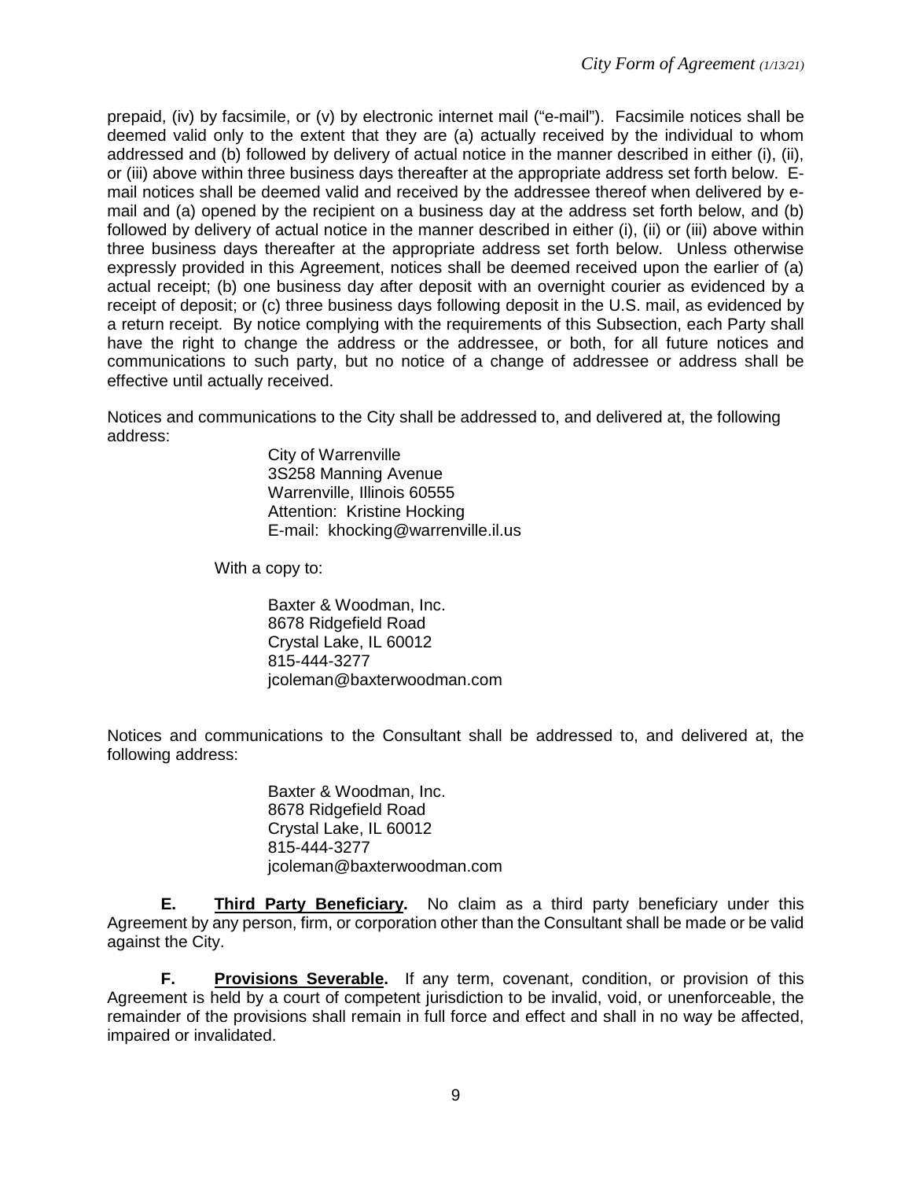prepaid, (iv) by facsimile, or (v) by electronic internet mail ("e-mail"). Facsimile notices shall be deemed valid only to the extent that they are (a) actually received by the individual to whom addressed and (b) followed by delivery of actual notice in the manner described in either (i), (ii), or (iii) above within three business days thereafter at the appropriate address set forth below. E-mail notices shall be deemed valid and received by the addressee thereof when delivered by e-mail and (a) opened by the recipient on a business day at the address set forth below, and (b) followed by delivery of actual notice in the manner described in either (i), (ii) or (iii) above within three business days thereafter at the appropriate address set forth below. Unless otherwise expressly provided in this Agreement, notices shall be deemed received upon the earlier of (a) actual receipt; (b) one business day after deposit with an overnight courier as evidenced by a receipt of deposit; or (c) three business days following deposit in the U.S. mail, as evidenced by a return receipt. By notice complying with the requirements of this Subsection, each Party shall have the right to change the address or the addressee, or both, for all future notices and communications to such party, but no notice of a change of addressee or address shall be effective until actually received.

Notices and communications to the City shall be addressed to, and delivered at, the following address:

> City of Warrenville
> 3S258 Manning Avenue
> Warrenville, Illinois 60555
> Attention: Kristine Hocking
> E-mail: khocking@warrenville.il.us

With a copy to:

> Baxter & Woodman, Inc.
> 8678 Ridgefield Road
> Crystal Lake, IL 60012
> 815-444-3277
> jcoleman@baxterwoodman.com

Notices and communications to the Consultant shall be addressed to, and delivered at, the following address:

> Baxter & Woodman, Inc.
> 8678 Ridgefield Road
> Crystal Lake, IL 60012
> 815-444-3277
> jcoleman@baxterwoodman.com

**E. Third Party Beneficiary.** No claim as a third party beneficiary under this Agreement by any person, firm, or corporation other than the Consultant shall be made or be valid against the City.

**F. Provisions Severable.** If any term, covenant, condition, or provision of this Agreement is held by a court of competent jurisdiction to be invalid, void, or unenforceable, the remainder of the provisions shall remain in full force and effect and shall in no way be affected, impaired or invalidated.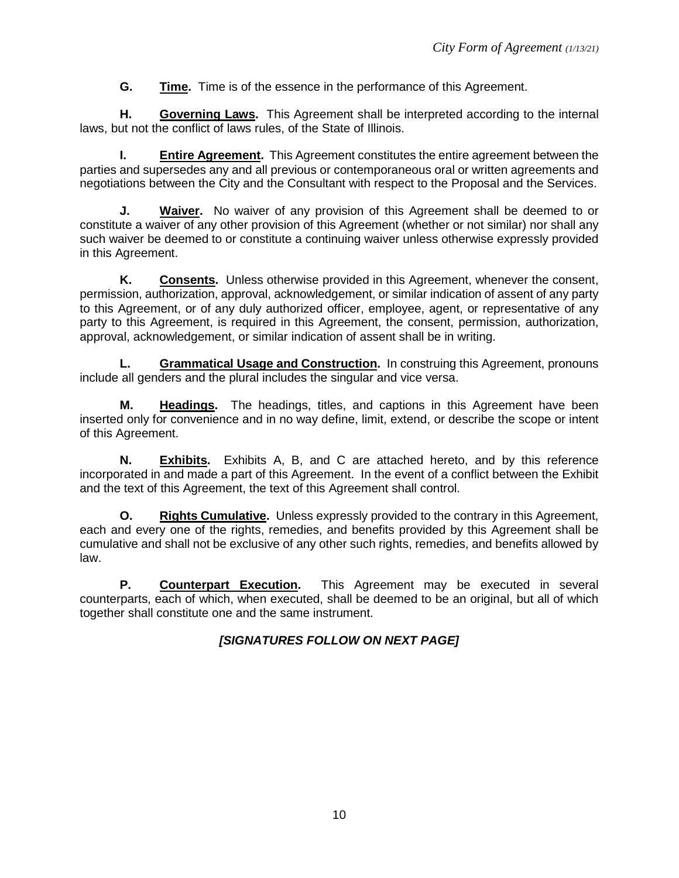**G. Time.** Time is of the essence in the performance of this Agreement.

**H. Governing Laws.** This Agreement shall be interpreted according to the internal laws, but not the conflict of laws rules, of the State of Illinois.

**I. Entire Agreement.** This Agreement constitutes the entire agreement between the parties and supersedes any and all previous or contemporaneous oral or written agreements and negotiations between the City and the Consultant with respect to the Proposal and the Services.

**J. Waiver.** No waiver of any provision of this Agreement shall be deemed to or constitute a waiver of any other provision of this Agreement (whether or not similar) nor shall any such waiver be deemed to or constitute a continuing waiver unless otherwise expressly provided in this Agreement.

**K. Consents.** Unless otherwise provided in this Agreement, whenever the consent, permission, authorization, approval, acknowledgement, or similar indication of assent of any party to this Agreement, or of any duly authorized officer, employee, agent, or representative of any party to this Agreement, is required in this Agreement, the consent, permission, authorization, approval, acknowledgement, or similar indication of assent shall be in writing.

**L. Grammatical Usage and Construction.** In construing this Agreement, pronouns include all genders and the plural includes the singular and vice versa.

**M. Headings.** The headings, titles, and captions in this Agreement have been inserted only for convenience and in no way define, limit, extend, or describe the scope or intent of this Agreement.

**N. Exhibits.** Exhibits A, B, and C are attached hereto, and by this reference incorporated in and made a part of this Agreement. In the event of a conflict between the Exhibit and the text of this Agreement, the text of this Agreement shall control.

**O. Rights Cumulative.** Unless expressly provided to the contrary in this Agreement, each and every one of the rights, remedies, and benefits provided by this Agreement shall be cumulative and shall not be exclusive of any other such rights, remedies, and benefits allowed by law.

**P. Counterpart Execution.** This Agreement may be executed in several counterparts, each of which, when executed, shall be deemed to be an original, but all of which together shall constitute one and the same instrument.

***[SIGNATURES FOLLOW ON NEXT PAGE]***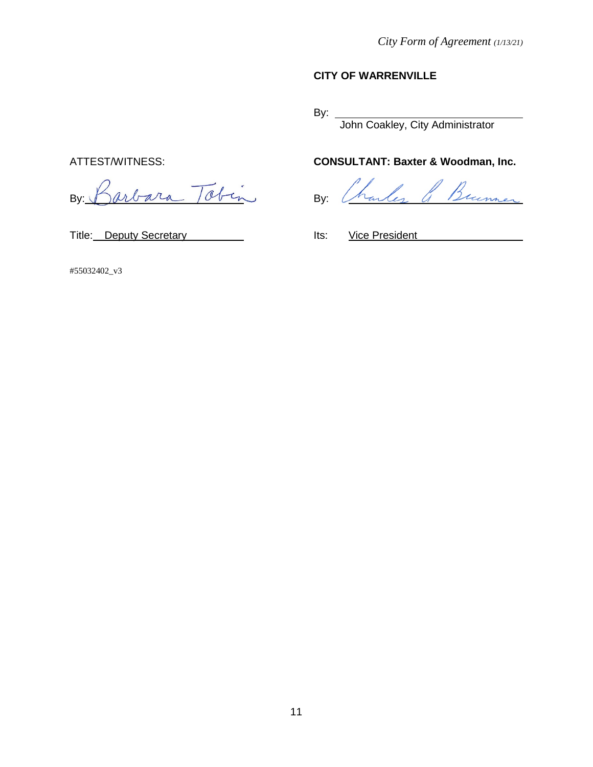*City Form of Agreement (1/13/21)*

**CITY OF WARRENVILLE**

By: ________________________________
John Coakley, City Administrator

ATTEST/WITNESS:

By: Barbara Tobin

Title: Deputy Secretary

**CONSULTANT: Baxter & Woodman, Inc.**

By: Charles A. Brunner

Its: Vice President

#55032402_v3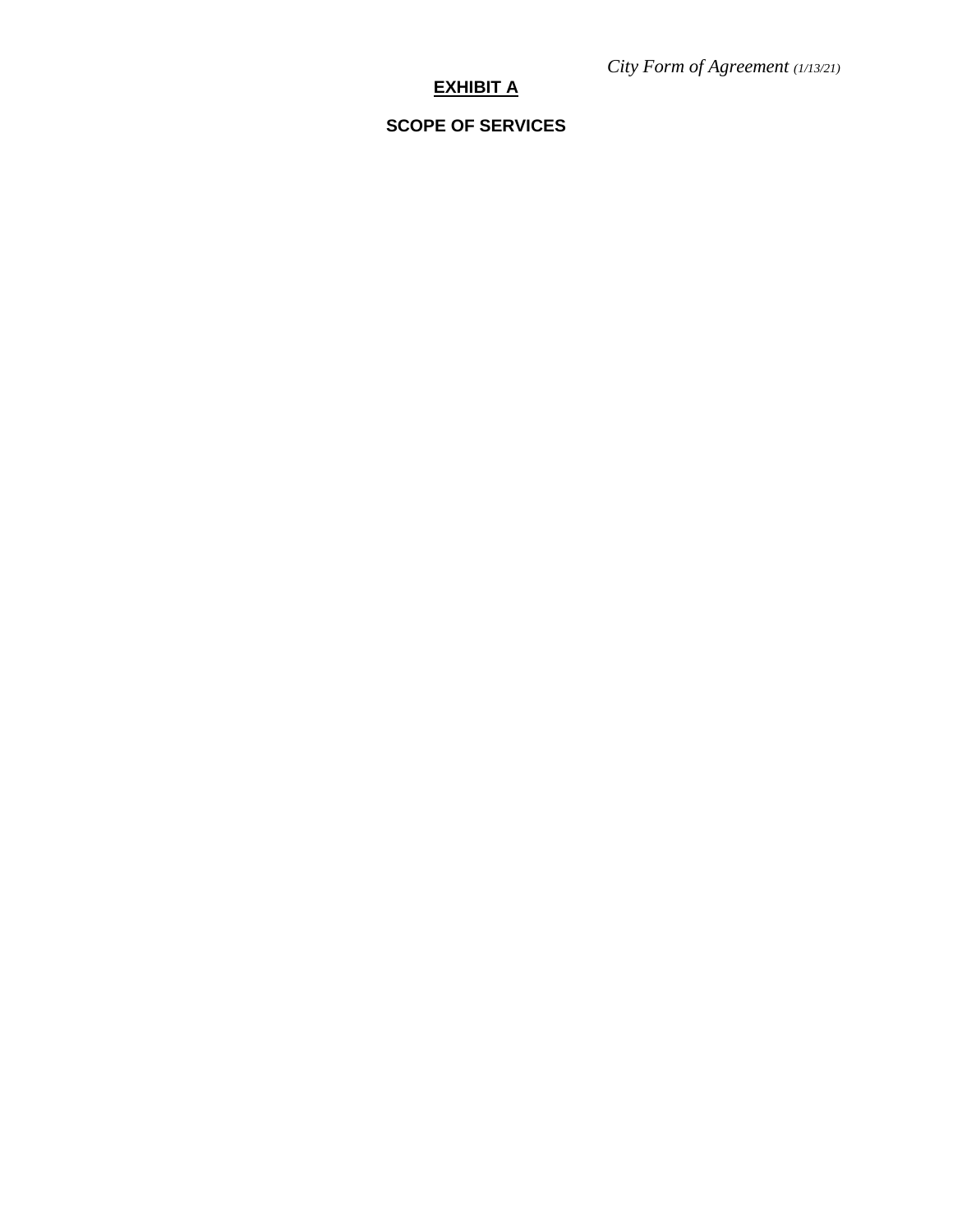*City Form of Agreement (1/13/21)*

# EXHIBIT A

## SCOPE OF SERVICES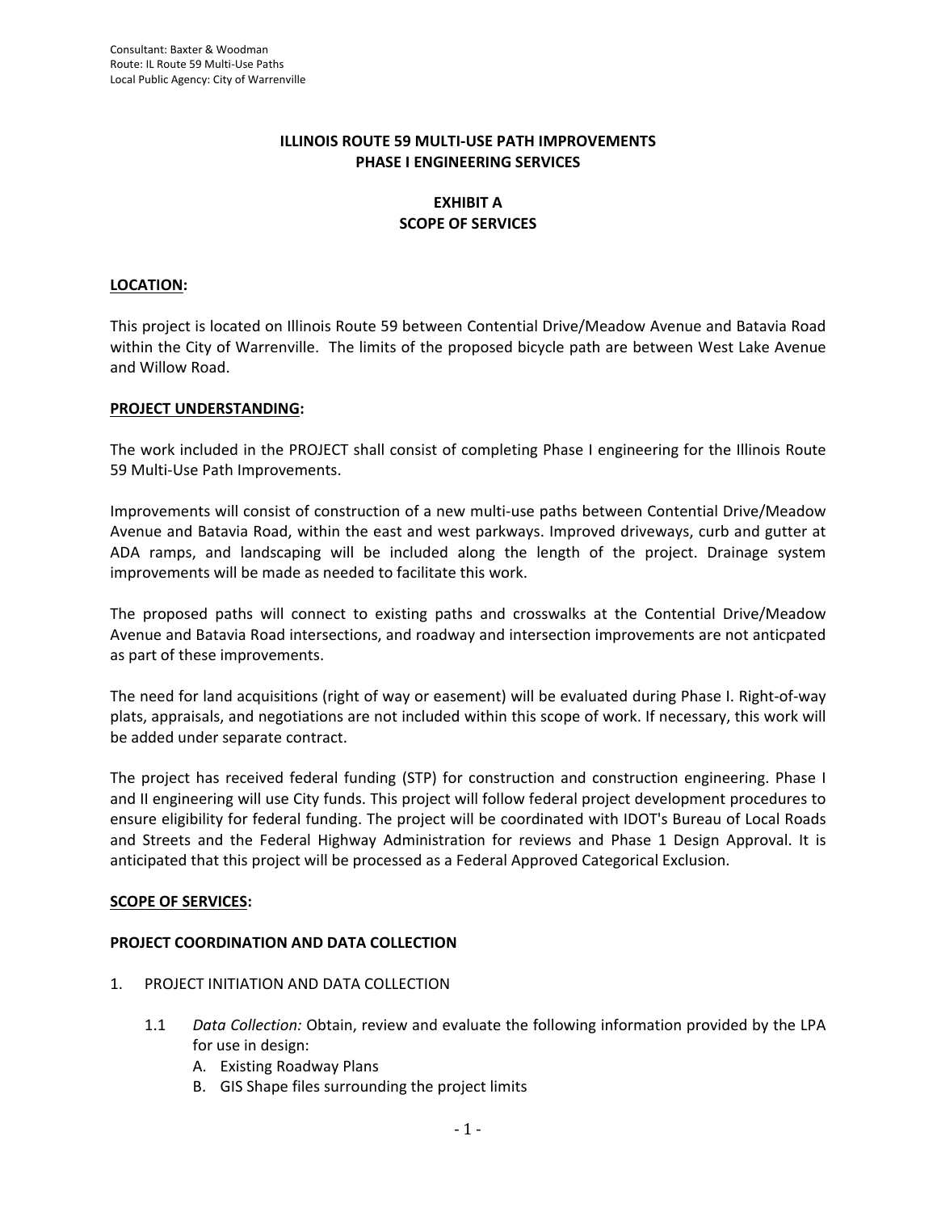Consultant: Baxter & Woodman
Route: IL Route 59 Multi-Use Paths
Local Public Agency: City of Warrenville

**ILLINOIS ROUTE 59 MULTI-USE PATH IMPROVEMENTS**
**PHASE I ENGINEERING SERVICES**

**EXHIBIT A**
**SCOPE OF SERVICES**

**LOCATION:**

This project is located on Illinois Route 59 between Contential Drive/Meadow Avenue and Batavia Road within the City of Warrenville. The limits of the proposed bicycle path are between West Lake Avenue and Willow Road.

**PROJECT UNDERSTANDING:**

The work included in the PROJECT shall consist of completing Phase I engineering for the Illinois Route 59 Multi-Use Path Improvements.

Improvements will consist of construction of a new multi-use paths between Contential Drive/Meadow Avenue and Batavia Road, within the east and west parkways. Improved driveways, curb and gutter at ADA ramps, and landscaping will be included along the length of the project. Drainage system improvements will be made as needed to facilitate this work.

The proposed paths will connect to existing paths and crosswalks at the Contential Drive/Meadow Avenue and Batavia Road intersections, and roadway and intersection improvements are not anticpated as part of these improvements.

The need for land acquisitions (right of way or easement) will be evaluated during Phase I. Right-of-way plats, appraisals, and negotiations are not included within this scope of work. If necessary, this work will be added under separate contract.

The project has received federal funding (STP) for construction and construction engineering. Phase I and II engineering will use City funds. This project will follow federal project development procedures to ensure eligibility for federal funding. The project will be coordinated with IDOT's Bureau of Local Roads and Streets and the Federal Highway Administration for reviews and Phase 1 Design Approval. It is anticipated that this project will be processed as a Federal Approved Categorical Exclusion.

**SCOPE OF SERVICES:**

**PROJECT COORDINATION AND DATA COLLECTION**

1. PROJECT INITIATION AND DATA COLLECTION

   1.1 *Data Collection:* Obtain, review and evaluate the following information provided by the LPA for use in design:
      A. Existing Roadway Plans
      B. GIS Shape files surrounding the project limits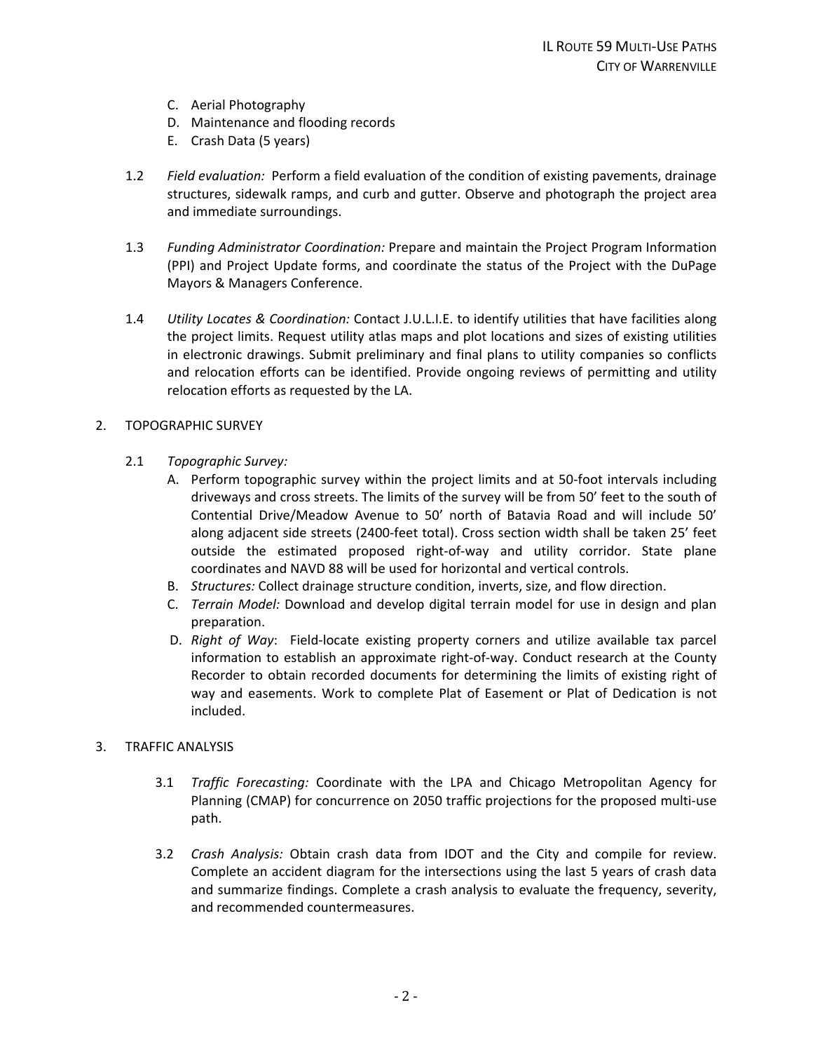C. Aerial Photography
D. Maintenance and flooding records
E. Crash Data (5 years)

1.2 *Field evaluation:* Perform a field evaluation of the condition of existing pavements, drainage structures, sidewalk ramps, and curb and gutter. Observe and photograph the project area and immediate surroundings.

1.3 *Funding Administrator Coordination:* Prepare and maintain the Project Program Information (PPI) and Project Update forms, and coordinate the status of the Project with the DuPage Mayors & Managers Conference.

1.4 *Utility Locates & Coordination:* Contact J.U.L.I.E. to identify utilities that have facilities along the project limits. Request utility atlas maps and plot locations and sizes of existing utilities in electronic drawings. Submit preliminary and final plans to utility companies so conflicts and relocation efforts can be identified. Provide ongoing reviews of permitting and utility relocation efforts as requested by the LA.

2. TOPOGRAPHIC SURVEY

2.1 *Topographic Survey:*

A. Perform topographic survey within the project limits and at 50-foot intervals including driveways and cross streets. The limits of the survey will be from 50' feet to the south of Contential Drive/Meadow Avenue to 50' north of Batavia Road and will include 50' along adjacent side streets (2400-feet total). Cross section width shall be taken 25' feet outside the estimated proposed right-of-way and utility corridor. State plane coordinates and NAVD 88 will be used for horizontal and vertical controls.
B. *Structures:* Collect drainage structure condition, inverts, size, and flow direction.
C. *Terrain Model:* Download and develop digital terrain model for use in design and plan preparation.
D. *Right of Way*: Field-locate existing property corners and utilize available tax parcel information to establish an approximate right-of-way. Conduct research at the County Recorder to obtain recorded documents for determining the limits of existing right of way and easements. Work to complete Plat of Easement or Plat of Dedication is not included.

3. TRAFFIC ANALYSIS

3.1 *Traffic Forecasting:* Coordinate with the LPA and Chicago Metropolitan Agency for Planning (CMAP) for concurrence on 2050 traffic projections for the proposed multi-use path.

3.2 *Crash Analysis:* Obtain crash data from IDOT and the City and compile for review. Complete an accident diagram for the intersections using the last 5 years of crash data and summarize findings. Complete a crash analysis to evaluate the frequency, severity, and recommended countermeasures.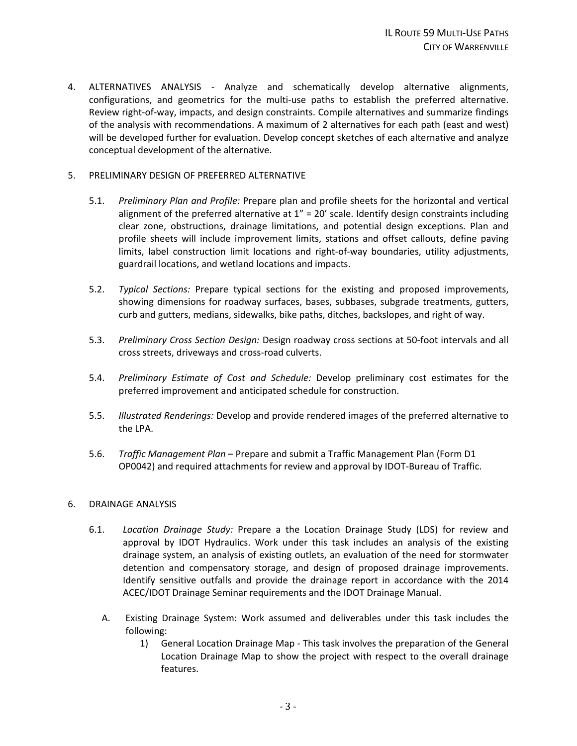4. ALTERNATIVES ANALYSIS - Analyze and schematically develop alternative alignments, configurations, and geometrics for the multi-use paths to establish the preferred alternative. Review right-of-way, impacts, and design constraints. Compile alternatives and summarize findings of the analysis with recommendations. A maximum of 2 alternatives for each path (east and west) will be developed further for evaluation. Develop concept sketches of each alternative and analyze conceptual development of the alternative.

5. PRELIMINARY DESIGN OF PREFERRED ALTERNATIVE

   5.1. *Preliminary Plan and Profile:* Prepare plan and profile sheets for the horizontal and vertical alignment of the preferred alternative at 1" = 20' scale. Identify design constraints including clear zone, obstructions, drainage limitations, and potential design exceptions. Plan and profile sheets will include improvement limits, stations and offset callouts, define paving limits, label construction limit locations and right-of-way boundaries, utility adjustments, guardrail locations, and wetland locations and impacts.

   5.2. *Typical Sections:* Prepare typical sections for the existing and proposed improvements, showing dimensions for roadway surfaces, bases, subbases, subgrade treatments, gutters, curb and gutters, medians, sidewalks, bike paths, ditches, backslopes, and right of way.

   5.3. *Preliminary Cross Section Design:* Design roadway cross sections at 50-foot intervals and all cross streets, driveways and cross-road culverts.

   5.4. *Preliminary Estimate of Cost and Schedule:* Develop preliminary cost estimates for the preferred improvement and anticipated schedule for construction.

   5.5. *Illustrated Renderings:* Develop and provide rendered images of the preferred alternative to the LPA.

   5.6. *Traffic Management Plan* – Prepare and submit a Traffic Management Plan (Form D1 OP0042) and required attachments for review and approval by IDOT-Bureau of Traffic.

6. DRAINAGE ANALYSIS

   6.1. *Location Drainage Study:* Prepare a the Location Drainage Study (LDS) for review and approval by IDOT Hydraulics. Work under this task includes an analysis of the existing drainage system, an analysis of existing outlets, an evaluation of the need for stormwater detention and compensatory storage, and design of proposed drainage improvements. Identify sensitive outfalls and provide the drainage report in accordance with the 2014 ACEC/IDOT Drainage Seminar requirements and the IDOT Drainage Manual.

      A. Existing Drainage System: Work assumed and deliverables under this task includes the following:

         1) General Location Drainage Map - This task involves the preparation of the General Location Drainage Map to show the project with respect to the overall drainage features.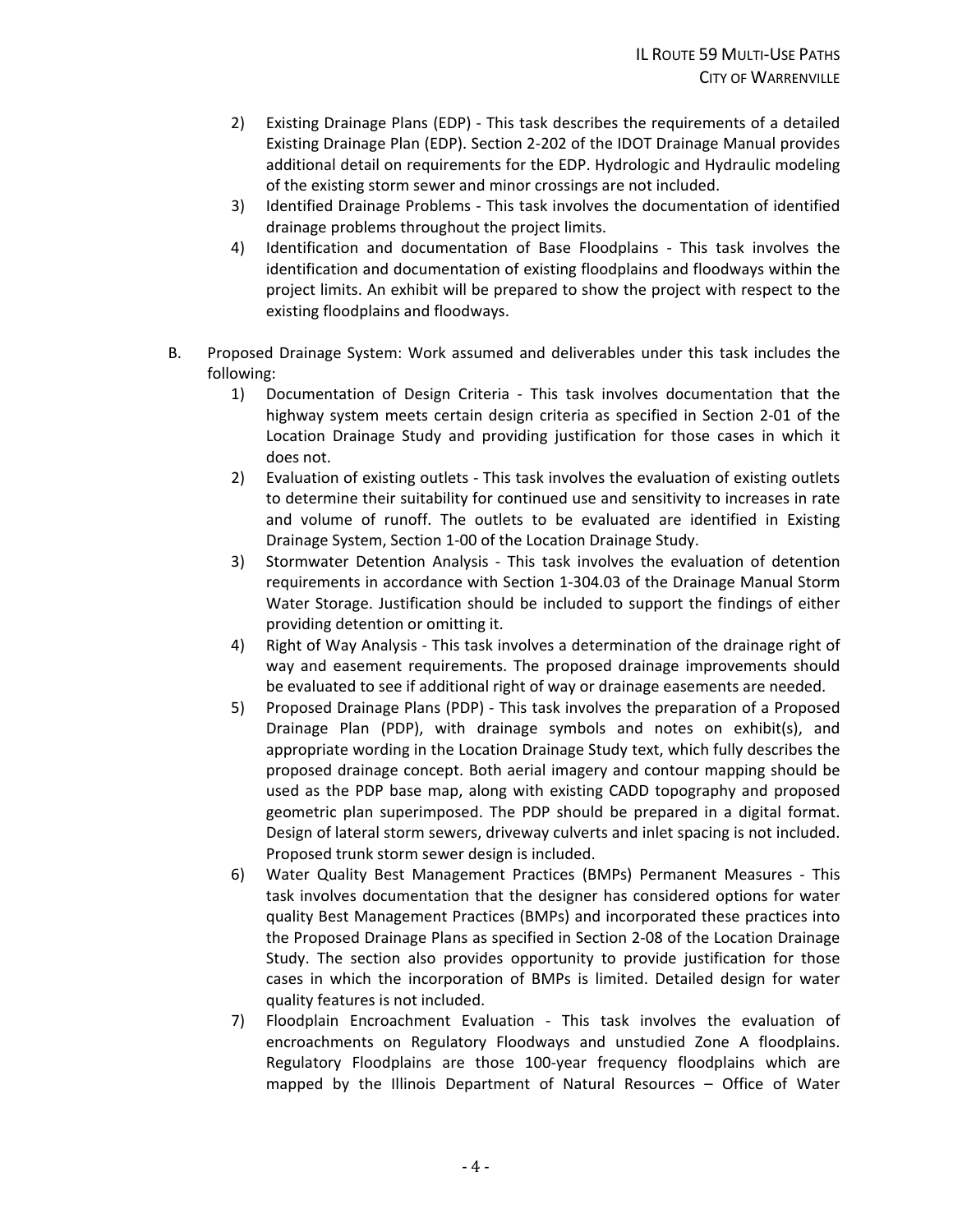2) Existing Drainage Plans (EDP) - This task describes the requirements of a detailed Existing Drainage Plan (EDP). Section 2-202 of the IDOT Drainage Manual provides additional detail on requirements for the EDP. Hydrologic and Hydraulic modeling of the existing storm sewer and minor crossings are not included.
3) Identified Drainage Problems - This task involves the documentation of identified drainage problems throughout the project limits.
4) Identification and documentation of Base Floodplains - This task involves the identification and documentation of existing floodplains and floodways within the project limits. An exhibit will be prepared to show the project with respect to the existing floodplains and floodways.

B. Proposed Drainage System: Work assumed and deliverables under this task includes the following:
   1) Documentation of Design Criteria - This task involves documentation that the highway system meets certain design criteria as specified in Section 2-01 of the Location Drainage Study and providing justification for those cases in which it does not.
   2) Evaluation of existing outlets - This task involves the evaluation of existing outlets to determine their suitability for continued use and sensitivity to increases in rate and volume of runoff. The outlets to be evaluated are identified in Existing Drainage System, Section 1-00 of the Location Drainage Study.
   3) Stormwater Detention Analysis - This task involves the evaluation of detention requirements in accordance with Section 1-304.03 of the Drainage Manual Storm Water Storage. Justification should be included to support the findings of either providing detention or omitting it.
   4) Right of Way Analysis - This task involves a determination of the drainage right of way and easement requirements. The proposed drainage improvements should be evaluated to see if additional right of way or drainage easements are needed.
   5) Proposed Drainage Plans (PDP) - This task involves the preparation of a Proposed Drainage Plan (PDP), with drainage symbols and notes on exhibit(s), and appropriate wording in the Location Drainage Study text, which fully describes the proposed drainage concept. Both aerial imagery and contour mapping should be used as the PDP base map, along with existing CADD topography and proposed geometric plan superimposed. The PDP should be prepared in a digital format. Design of lateral storm sewers, driveway culverts and inlet spacing is not included. Proposed trunk storm sewer design is included.
   6) Water Quality Best Management Practices (BMPs) Permanent Measures - This task involves documentation that the designer has considered options for water quality Best Management Practices (BMPs) and incorporated these practices into the Proposed Drainage Plans as specified in Section 2-08 of the Location Drainage Study. The section also provides opportunity to provide justification for those cases in which the incorporation of BMPs is limited. Detailed design for water quality features is not included.
   7) Floodplain Encroachment Evaluation - This task involves the evaluation of encroachments on Regulatory Floodways and unstudied Zone A floodplains. Regulatory Floodplains are those 100-year frequency floodplains which are mapped by the Illinois Department of Natural Resources – Office of Water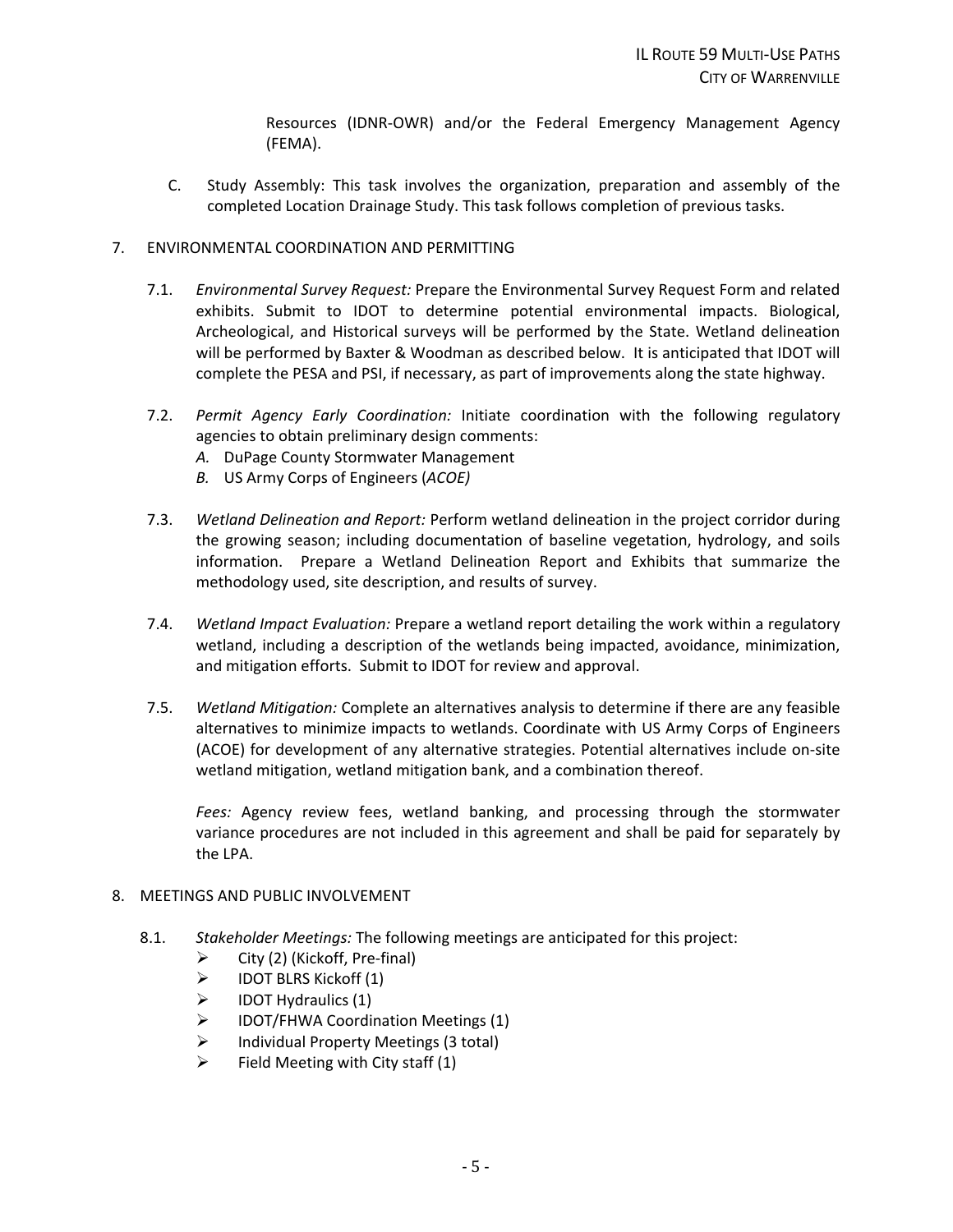Resources (IDNR-OWR) and/or the Federal Emergency Management Agency (FEMA).

C. Study Assembly: This task involves the organization, preparation and assembly of the completed Location Drainage Study. This task follows completion of previous tasks.

7. ENVIRONMENTAL COORDINATION AND PERMITTING

7.1. *Environmental Survey Request:* Prepare the Environmental Survey Request Form and related exhibits. Submit to IDOT to determine potential environmental impacts. Biological, Archeological, and Historical surveys will be performed by the State. Wetland delineation will be performed by Baxter & Woodman as described below. It is anticipated that IDOT will complete the PESA and PSI, if necessary, as part of improvements along the state highway.

7.2. *Permit Agency Early Coordination:* Initiate coordination with the following regulatory agencies to obtain preliminary design comments:

*A.* DuPage County Stormwater Management

*B.* US Army Corps of Engineers (*ACOE)*

7.3. *Wetland Delineation and Report:* Perform wetland delineation in the project corridor during the growing season; including documentation of baseline vegetation, hydrology, and soils information. Prepare a Wetland Delineation Report and Exhibits that summarize the methodology used, site description, and results of survey.

7.4. *Wetland Impact Evaluation:* Prepare a wetland report detailing the work within a regulatory wetland, including a description of the wetlands being impacted, avoidance, minimization, and mitigation efforts. Submit to IDOT for review and approval.

7.5. *Wetland Mitigation:* Complete an alternatives analysis to determine if there are any feasible alternatives to minimize impacts to wetlands. Coordinate with US Army Corps of Engineers (ACOE) for development of any alternative strategies. Potential alternatives include on-site wetland mitigation, wetland mitigation bank, and a combination thereof.

*Fees:* Agency review fees, wetland banking, and processing through the stormwater variance procedures are not included in this agreement and shall be paid for separately by the LPA.

8. MEETINGS AND PUBLIC INVOLVEMENT

8.1. *Stakeholder Meetings:* The following meetings are anticipated for this project:

- City (2) (Kickoff, Pre-final)
- IDOT BLRS Kickoff (1)
- IDOT Hydraulics (1)
- IDOT/FHWA Coordination Meetings (1)
- Individual Property Meetings (3 total)
- Field Meeting with City staff (1)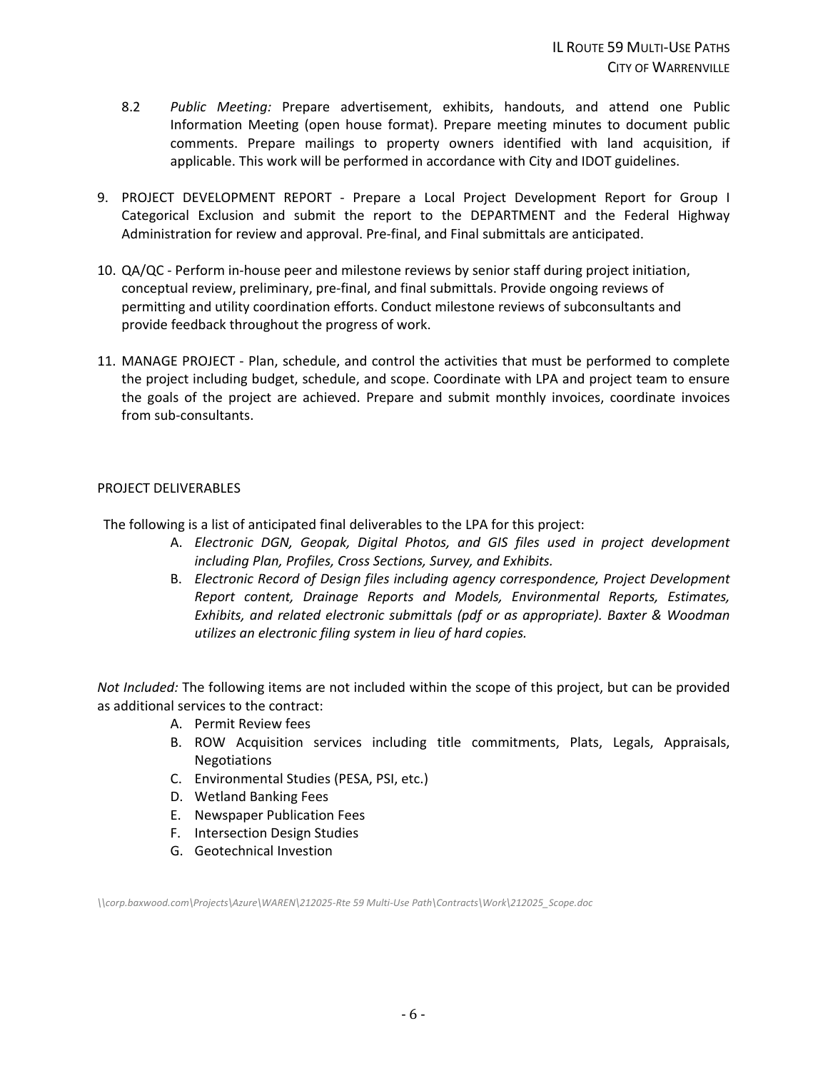8.2 *Public Meeting:* Prepare advertisement, exhibits, handouts, and attend one Public Information Meeting (open house format). Prepare meeting minutes to document public comments. Prepare mailings to property owners identified with land acquisition, if applicable. This work will be performed in accordance with City and IDOT guidelines.

9. PROJECT DEVELOPMENT REPORT - Prepare a Local Project Development Report for Group I Categorical Exclusion and submit the report to the DEPARTMENT and the Federal Highway Administration for review and approval. Pre-final, and Final submittals are anticipated.

10. QA/QC - Perform in-house peer and milestone reviews by senior staff during project initiation, conceptual review, preliminary, pre-final, and final submittals. Provide ongoing reviews of permitting and utility coordination efforts. Conduct milestone reviews of subconsultants and provide feedback throughout the progress of work.

11. MANAGE PROJECT - Plan, schedule, and control the activities that must be performed to complete the project including budget, schedule, and scope. Coordinate with LPA and project team to ensure the goals of the project are achieved. Prepare and submit monthly invoices, coordinate invoices from sub-consultants.

PROJECT DELIVERABLES

The following is a list of anticipated final deliverables to the LPA for this project:

A. *Electronic DGN, Geopak, Digital Photos, and GIS files used in project development including Plan, Profiles, Cross Sections, Survey, and Exhibits.*
B. *Electronic Record of Design files including agency correspondence, Project Development Report content, Drainage Reports and Models, Environmental Reports, Estimates, Exhibits, and related electronic submittals (pdf or as appropriate). Baxter & Woodman utilizes an electronic filing system in lieu of hard copies.*

*Not Included:* The following items are not included within the scope of this project, but can be provided as additional services to the contract:

A. Permit Review fees
B. ROW Acquisition services including title commitments, Plats, Legals, Appraisals, Negotiations
C. Environmental Studies (PESA, PSI, etc.)
D. Wetland Banking Fees
E. Newspaper Publication Fees
F. Intersection Design Studies
G. Geotechnical Investion

*\\corp.baxwood.com\Projects\Azure\WAREN\212025-Rte 59 Multi-Use Path\Contracts\Work\212025_Scope.doc*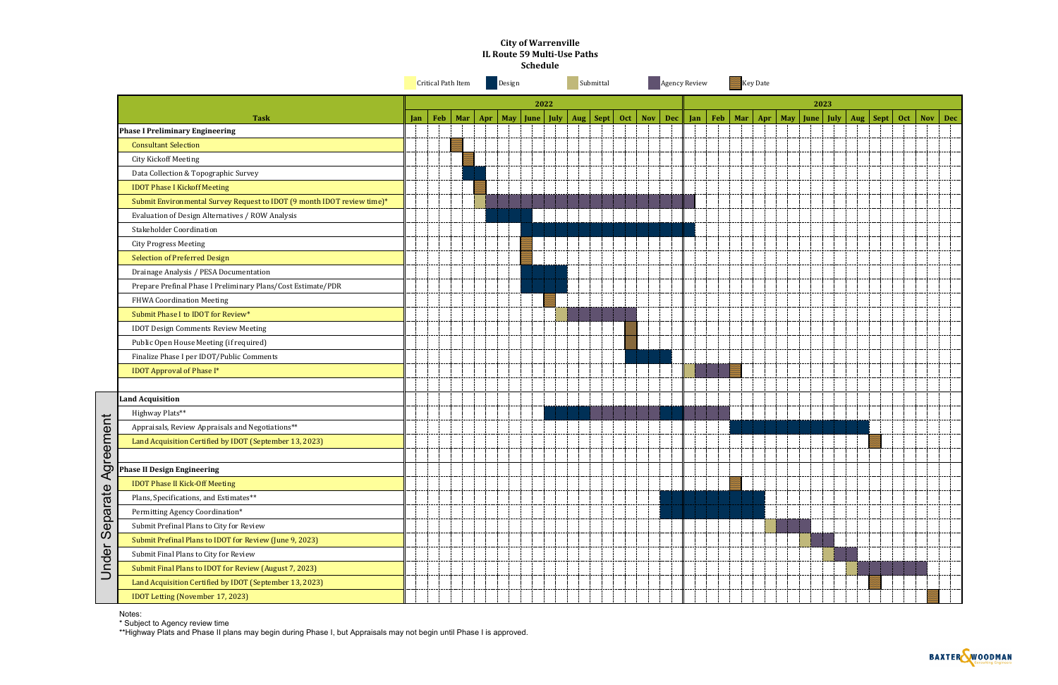# City of Warrenville
## IL Route 59 Multi-Use Paths
### Schedule

Legend: Critical Path Item | Design | Submittal | Agency Review | Key Date

| Task | 2022 | 2023 |
|---|---|---|
| **Phase I Preliminary Engineering** | | |
| Consultant Selection | Key Date: Feb/Mar | |
| City Kickoff Meeting | Key Date: Mar | |
| Data Collection & Topographic Survey | Design: Mar–Apr | |
| IDOT Phase I Kickoff Meeting | Key Date: Apr | |
| Submit Environmental Survey Request to IDOT (9 month IDOT review time)* | Submittal: Apr; Agency Review: Apr–Dec | |
| Evaluation of Design Alternatives / ROW Analysis | Design: Apr–June | |
| Stakeholder Coordination | Design: June–Dec | |
| City Progress Meeting | Key Date: June | |
| Selection of Preferred Design | Key Date: June | |
| Drainage Analysis / PESA Documentation | Design: June–July | |
| Prepare Prefinal Phase I Preliminary Plans/Cost Estimate/PDR | Design: June–July | |
| FHWA Coordination Meeting | Key Date: July | |
| Submit Phase I to IDOT for Review* | Submittal: Aug; Agency Review: Aug–Oct | |
| IDOT Design Comments Review Meeting | Key Date: Oct | |
| Public Open House Meeting (if required) | Key Date: Oct | |
| Finalize Phase I per IDOT/Public Comments | Design: Oct–Nov | |
| IDOT Approval of Phase I* | | Submittal: Jan; Agency Review: Jan–Feb; Key Date: Mar |
| **Land Acquisition** | | |
| Highway Plats** | Design: July–Aug; Agency Review: Sept–Nov; Design: Dec | Agency Review: Jan–Feb |
| Appraisals, Review Appraisals and Negotiations** | | Design: Mar–Aug |
| Land Acquisition Certified by IDOT (September 13, 2023) | | Key Date: Sept |
| **Phase II Design Engineering** | | |
| IDOT Phase II Kick-Off Meeting | | Key Date: Mar |
| Plans, Specifications, and Estimates** | Design: Dec | Design: Jan–Apr |
| Permitting Agency Coordination* | Design: Dec | Design: Jan–Apr |
| Submit Prefinal Plans to City for Review | | Submittal: Apr; Agency Review: May |
| Submit Prefinal Plans to IDOT for Review (June 9, 2023) | | Submittal: June; Agency Review: June–July |
| Submit Final Plans to City for Review | | Submittal: July; Agency Review: July–Aug |
| Submit Final Plans to IDOT for Review (August 7, 2023) | | Submittal: Aug; Agency Review: Aug–Nov |
| Land Acquisition Certified by IDOT (September 13, 2023) | | Key Date: Sept |
| IDOT Letting (November 17, 2023) | | Key Date: Nov |

Under Separate Agreement (Land Acquisition and Phase II Design Engineering)

Notes:
* Subject to Agency review time
**Highway Plats and Phase II plans may begin during Phase I, but Appraisals may not begin until Phase I is approved.

BAXTER & WOODMAN Consulting Engineers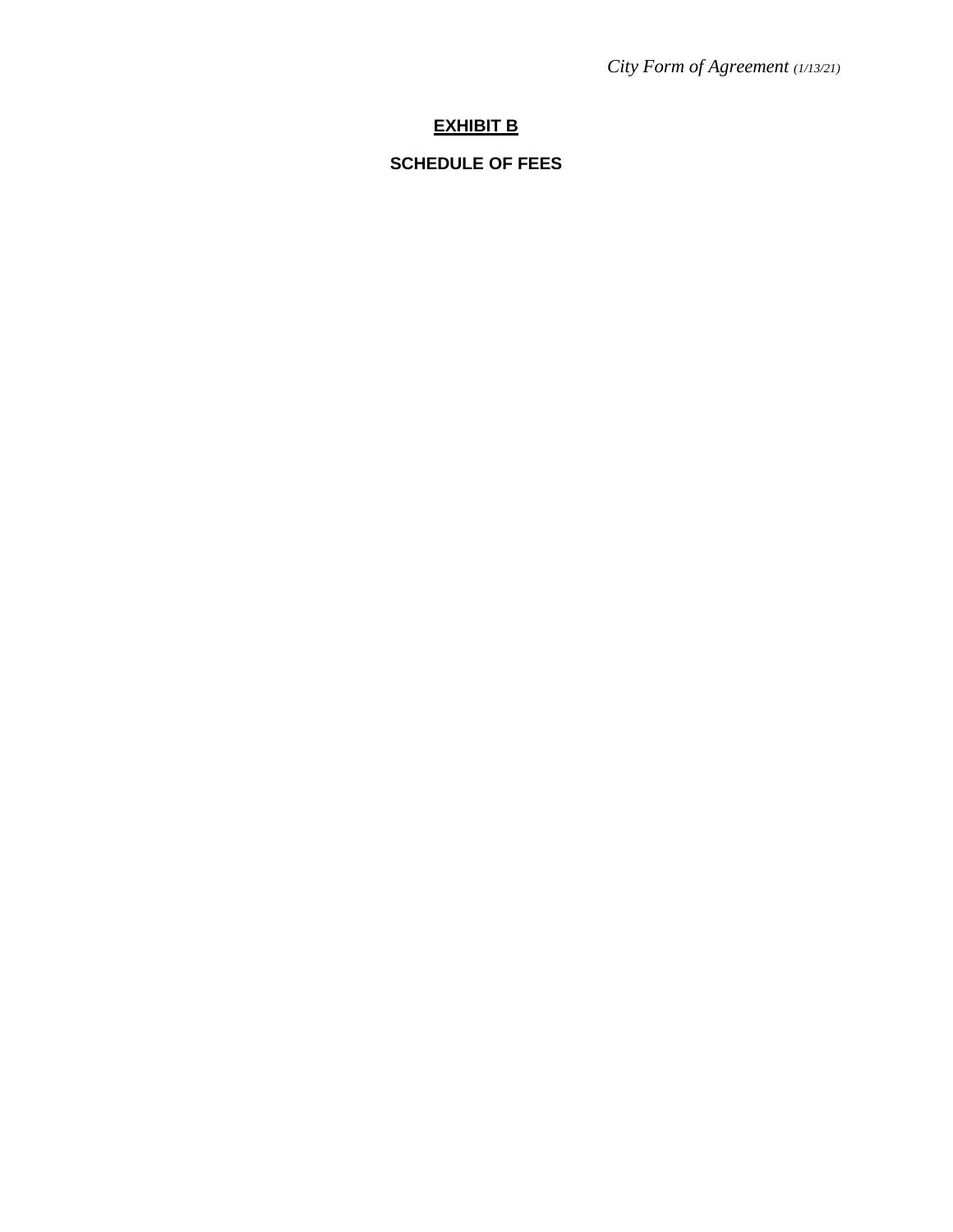# EXHIBIT B

## SCHEDULE OF FEES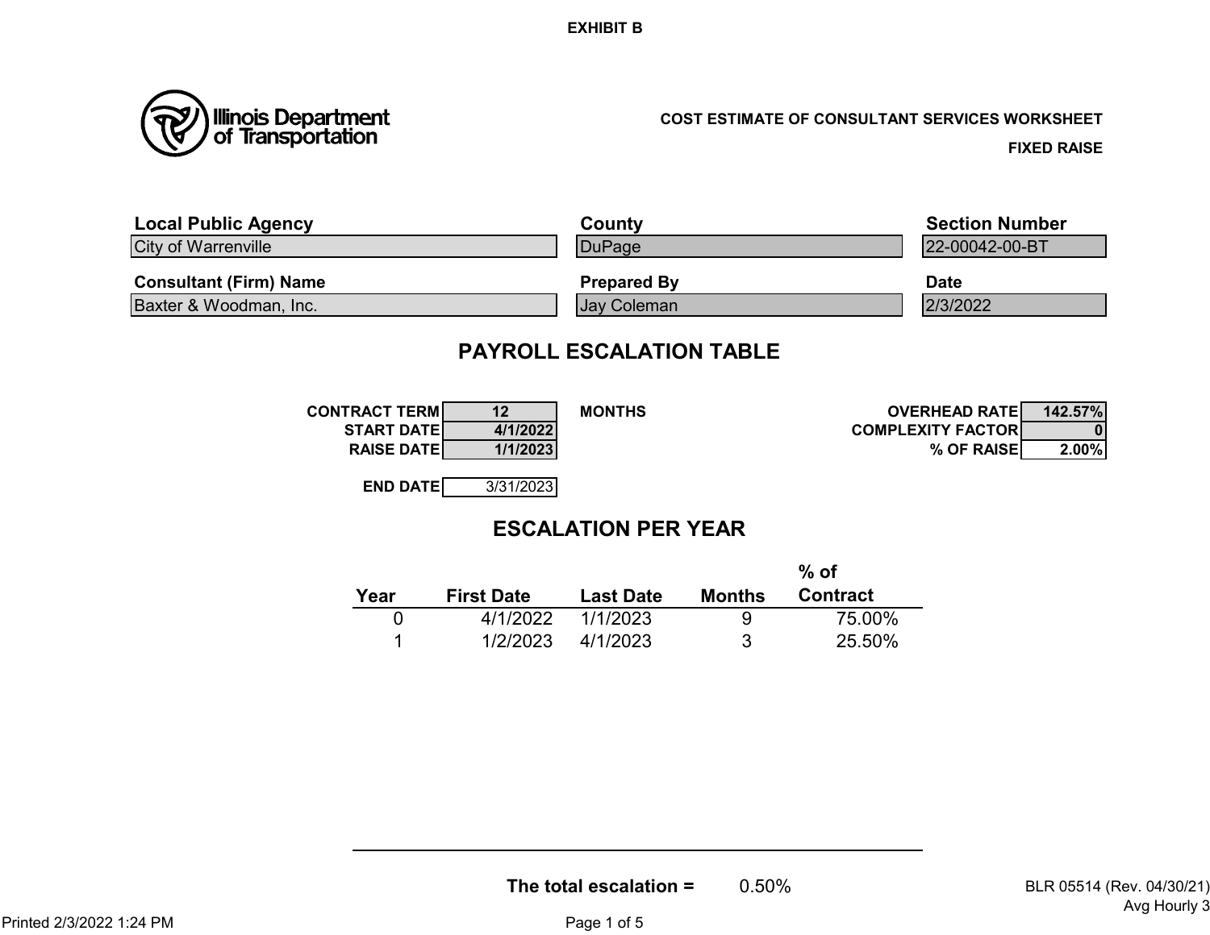EXHIBIT B

Illinois Department of Transportation

**COST ESTIMATE OF CONSULTANT SERVICES WORKSHEET**

**FIXED RAISE**

| Local Public Agency | County | Section Number |
| --- | --- | --- |
| City of Warrenville | DuPage | 22-00042-00-BT |
| **Consultant (Firm) Name** | **Prepared By** | **Date** |
| Baxter & Woodman, Inc. | Jay Coleman | 2/3/2022 |

## PAYROLL ESCALATION TABLE

| | | | | |
| --- | --- | --- | --- | --- |
| **CONTRACT TERM** | 12 | **MONTHS** | **OVERHEAD RATE** | 142.57% |
| **START DATE** | 4/1/2022 | | **COMPLEXITY FACTOR** | 0 |
| **RAISE DATE** | 1/1/2023 | | **% OF RAISE** | 2.00% |
| **END DATE** | 3/31/2023 | | | |

## ESCALATION PER YEAR

| Year | First Date | Last Date | Months | % of Contract |
| --- | --- | --- | --- | --- |
| 0 | 4/1/2022 | 1/1/2023 | 9 | 75.00% |
| 1 | 1/2/2023 | 4/1/2023 | 3 | 25.50% |

**The total escalation =** 0.50%

BLR 05514 (Rev. 04/30/21)
Avg Hourly 3

Printed 2/3/2022 1:24 PM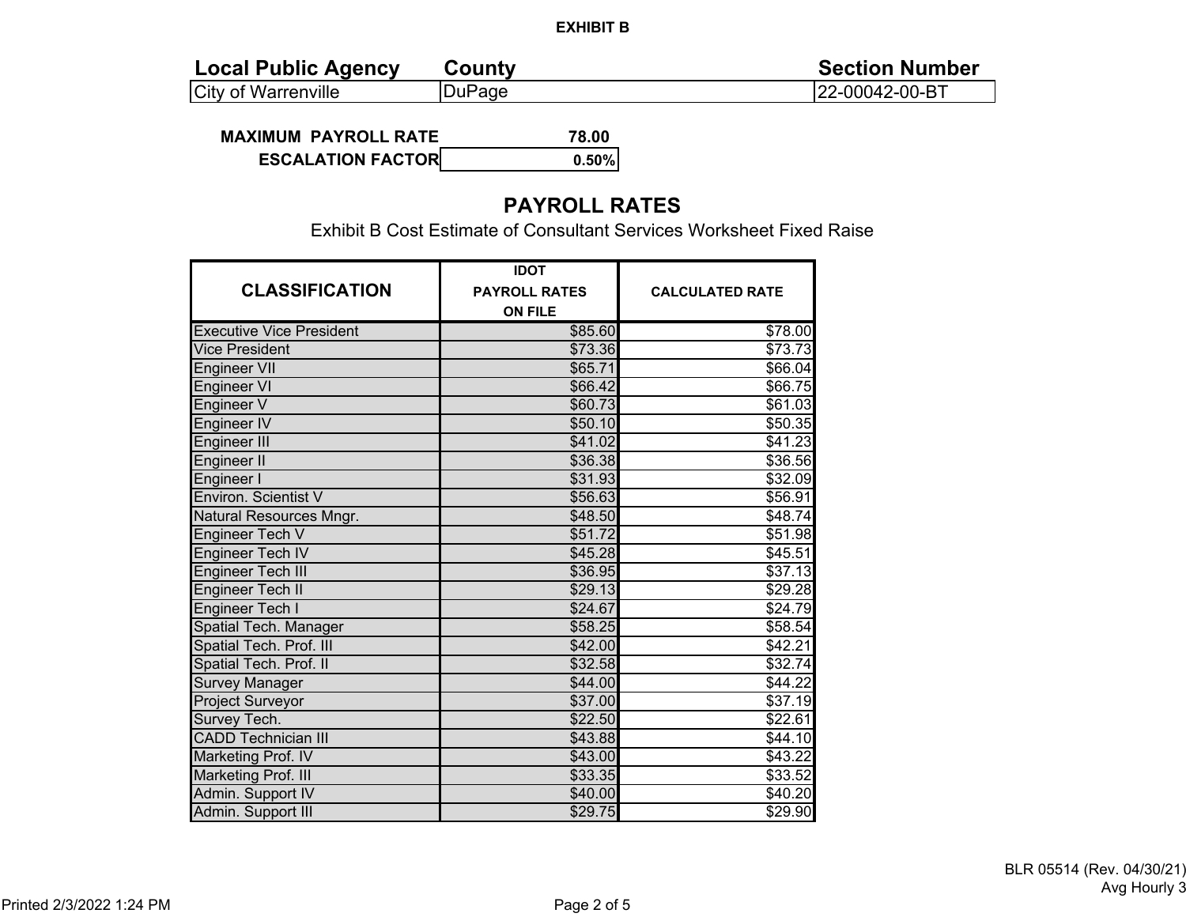**EXHIBIT B**

| Local Public Agency | County | Section Number |
|---|---|---|
| City of Warrenville | DuPage | 22-00042-00-BT |

**MAXIMUM PAYROLL RATE** 78.00

**ESCALATION FACTOR** 0.50%

## PAYROLL RATES

Exhibit B Cost Estimate of Consultant Services Worksheet Fixed Raise

| CLASSIFICATION | IDOT PAYROLL RATES ON FILE | CALCULATED RATE |
|---|---|---|
| Executive Vice President | $85.60 | $78.00 |
| Vice President | $73.36 | $73.73 |
| Engineer VII | $65.71 | $66.04 |
| Engineer VI | $66.42 | $66.75 |
| Engineer V | $60.73 | $61.03 |
| Engineer IV | $50.10 | $50.35 |
| Engineer III | $41.02 | $41.23 |
| Engineer II | $36.38 | $36.56 |
| Engineer I | $31.93 | $32.09 |
| Environ. Scientist V | $56.63 | $56.91 |
| Natural Resources Mngr. | $48.50 | $48.74 |
| Engineer Tech V | $51.72 | $51.98 |
| Engineer Tech IV | $45.28 | $45.51 |
| Engineer Tech III | $36.95 | $37.13 |
| Engineer Tech II | $29.13 | $29.28 |
| Engineer Tech I | $24.67 | $24.79 |
| Spatial Tech. Manager | $58.25 | $58.54 |
| Spatial Tech. Prof. III | $42.00 | $42.21 |
| Spatial Tech. Prof. II | $32.58 | $32.74 |
| Survey Manager | $44.00 | $44.22 |
| Project Surveyor | $37.00 | $37.19 |
| Survey Tech. | $22.50 | $22.61 |
| CADD Technician III | $43.88 | $44.10 |
| Marketing Prof. IV | $43.00 | $43.22 |
| Marketing Prof. III | $33.35 | $33.52 |
| Admin. Support IV | $40.00 | $40.20 |
| Admin. Support III | $29.75 | $29.90 |

BLR 05514 (Rev. 04/30/21)
Avg Hourly 3

Printed 2/3/2022 1:24 PM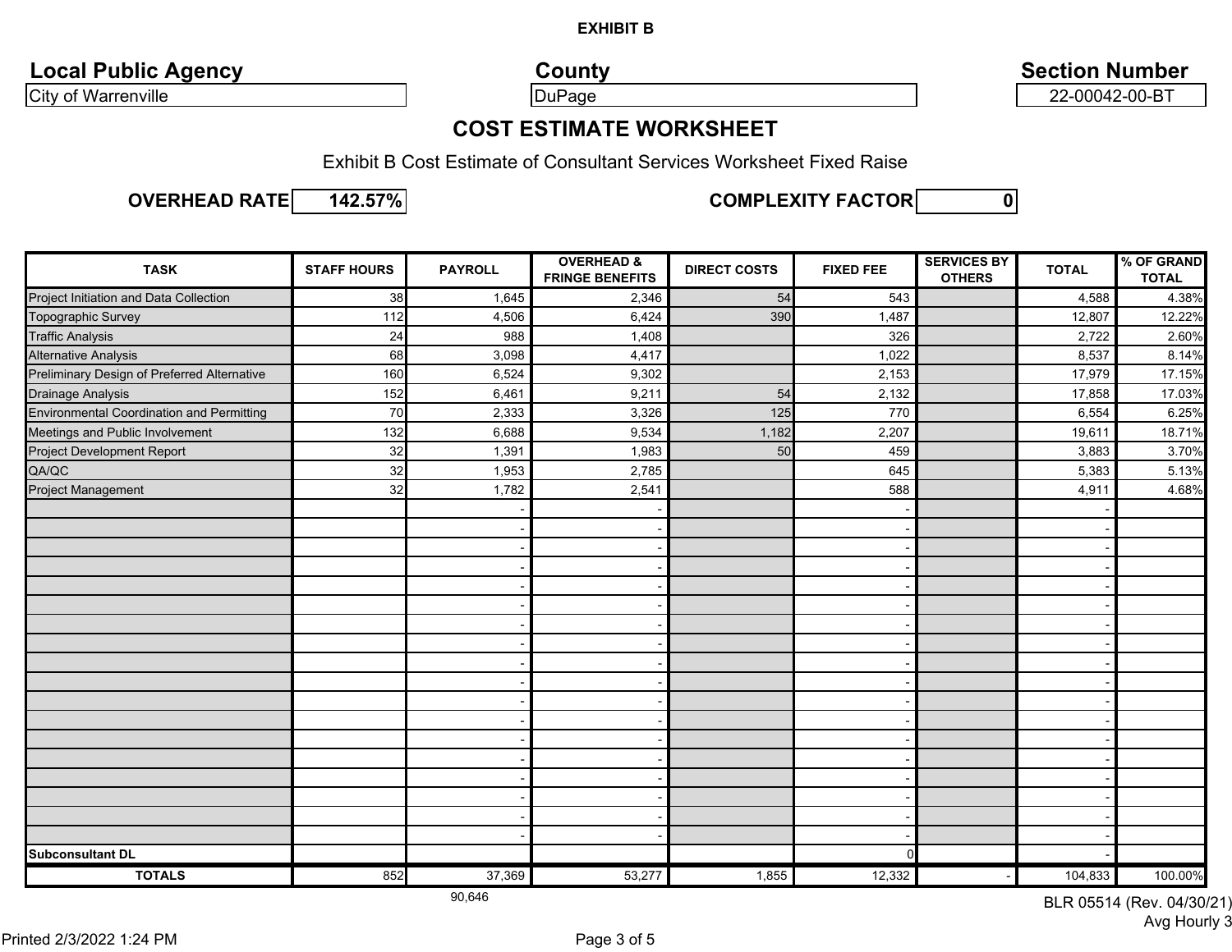**EXHIBIT B**

**Local Public Agency**: City of Warrenville

**County**: DuPage

**Section Number**: 22-00042-00-BT

## COST ESTIMATE WORKSHEET

Exhibit B Cost Estimate of Consultant Services Worksheet Fixed Raise

**OVERHEAD RATE** 142.57% **COMPLEXITY FACTOR** 0

| TASK | STAFF HOURS | PAYROLL | OVERHEAD & FRINGE BENEFITS | DIRECT COSTS | FIXED FEE | SERVICES BY OTHERS | TOTAL | % OF GRAND TOTAL |
|---|---|---|---|---|---|---|---|---|
| Project Initiation and Data Collection | 38 | 1,645 | 2,346 | 54 | 543 | | 4,588 | 4.38% |
| Topographic Survey | 112 | 4,506 | 6,424 | 390 | 1,487 | | 12,807 | 12.22% |
| Traffic Analysis | 24 | 988 | 1,408 | | 326 | | 2,722 | 2.60% |
| Alternative Analysis | 68 | 3,098 | 4,417 | | 1,022 | | 8,537 | 8.14% |
| Preliminary Design of Preferred Alternative | 160 | 6,524 | 9,302 | | 2,153 | | 17,979 | 17.15% |
| Drainage Analysis | 152 | 6,461 | 9,211 | 54 | 2,132 | | 17,858 | 17.03% |
| Environmental Coordination and Permitting | 70 | 2,333 | 3,326 | 125 | 770 | | 6,554 | 6.25% |
| Meetings and Public Involvement | 132 | 6,688 | 9,534 | 1,182 | 2,207 | | 19,611 | 18.71% |
| Project Development Report | 32 | 1,391 | 1,983 | 50 | 459 | | 3,883 | 3.70% |
| QA/QC | 32 | 1,953 | 2,785 | | 645 | | 5,383 | 5.13% |
| Project Management | 32 | 1,782 | 2,541 | | 588 | | 4,911 | 4.68% |
| | | - | - | | - | | - | |
| | | - | - | | - | | - | |
| | | - | - | | - | | - | |
| | | - | - | | - | | - | |
| | | - | - | | - | | - | |
| | | - | - | | - | | - | |
| | | - | - | | - | | - | |
| | | - | - | | - | | - | |
| | | - | - | | - | | - | |
| | | - | - | | - | | - | |
| | | - | - | | - | | - | |
| | | - | - | | - | | - | |
| | | - | - | | - | | - | |
| | | - | - | | - | | - | |
| | | - | - | | - | | - | |
| | | - | - | | - | | - | |
| | | - | - | | - | | - | |
| | | - | - | | - | | - | |
| **Subconsultant DL** | | | | | 0 | | - | |
| **TOTALS** | 852 | 37,369 | 53,277 | 1,855 | 12,332 | - | 104,833 | 100.00% |

90,646

BLR 05514 (Rev. 04/30/21)
Avg Hourly 3

Printed 2/3/2022 1:24 PM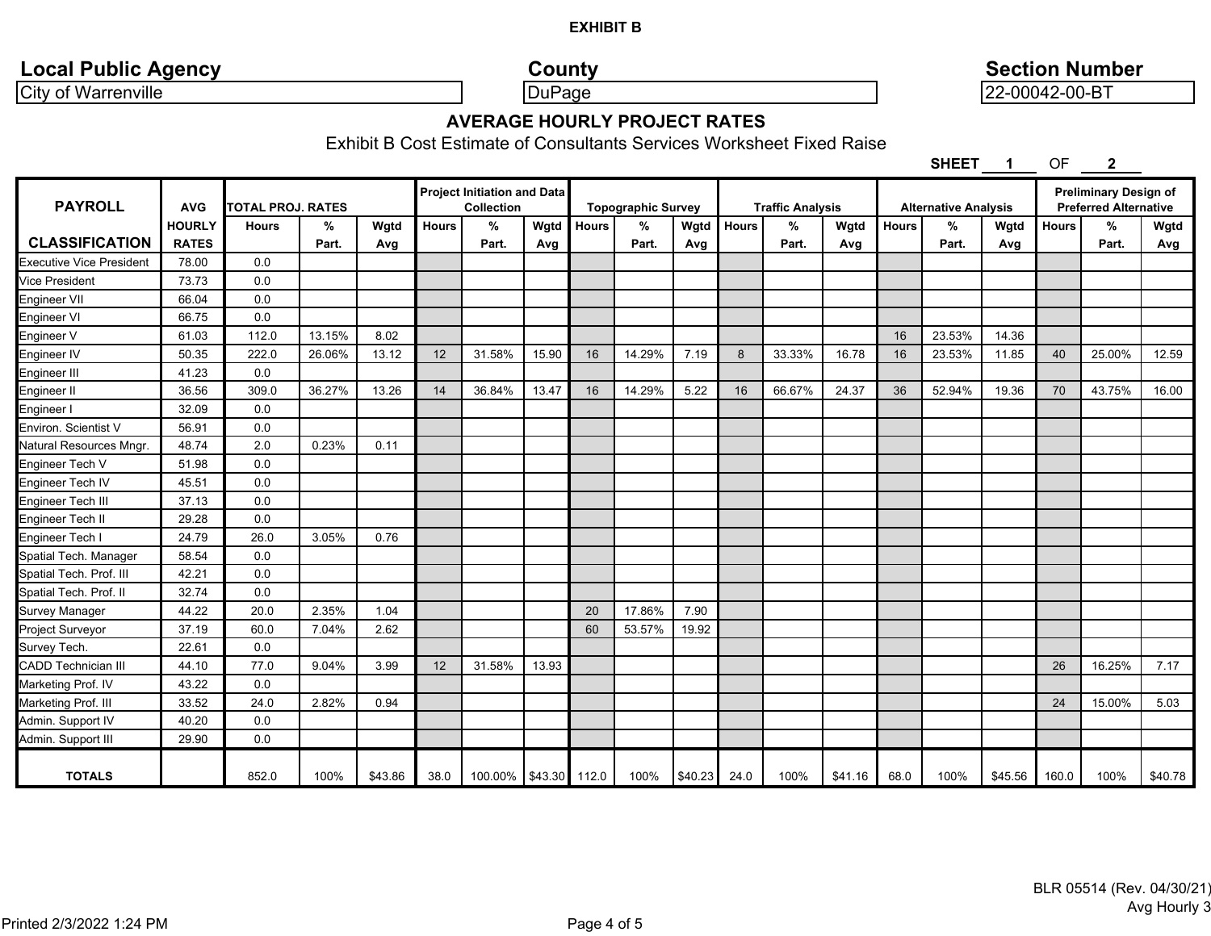**EXHIBIT B**

**Local Public Agency**: City of Warrenville

**County**: DuPage

**Section Number**: 22-00042-00-BT

## AVERAGE HOURLY PROJECT RATES

Exhibit B Cost Estimate of Consultants Services Worksheet Fixed Raise

**SHEET** 1 OF 2

| PAYROLL CLASSIFICATION | AVG HOURLY RATES | TOTAL PROJ. RATES | | | Project Initiation and Data Collection | | | Topographic Survey | | | Traffic Analysis | | | Alternative Analysis | | | Preliminary Design of Preferred Alternative | | |
|---|---|---|---|---|---|---|---|---|---|---|---|---|---|---|---|---|---|---|---|
| | | Hours | % Part. | Wgtd Avg | Hours | % Part. | Wgtd Avg | Hours | % Part. | Wgtd Avg | Hours | % Part. | Wgtd Avg | Hours | % Part. | Wgtd Avg | Hours | % Part. | Wgtd Avg |
| Executive Vice President | 78.00 | 0.0 | | | | | | | | | | | | | | | | | |
| Vice President | 73.73 | 0.0 | | | | | | | | | | | | | | | | | |
| Engineer VII | 66.04 | 0.0 | | | | | | | | | | | | | | | | | |
| Engineer VI | 66.75 | 0.0 | | | | | | | | | | | | | | | | | |
| Engineer V | 61.03 | 112.0 | 13.15% | 8.02 | | | | | | | | | | 16 | 23.53% | 14.36 | | | |
| Engineer IV | 50.35 | 222.0 | 26.06% | 13.12 | 12 | 31.58% | 15.90 | 16 | 14.29% | 7.19 | 8 | 33.33% | 16.78 | 16 | 23.53% | 11.85 | 40 | 25.00% | 12.59 |
| Engineer III | 41.23 | 0.0 | | | | | | | | | | | | | | | | | |
| Engineer II | 36.56 | 309.0 | 36.27% | 13.26 | 14 | 36.84% | 13.47 | 16 | 14.29% | 5.22 | 16 | 66.67% | 24.37 | 36 | 52.94% | 19.36 | 70 | 43.75% | 16.00 |
| Engineer I | 32.09 | 0.0 | | | | | | | | | | | | | | | | | |
| Environ. Scientist V | 56.91 | 0.0 | | | | | | | | | | | | | | | | | |
| Natural Resources Mngr. | 48.74 | 2.0 | 0.23% | 0.11 | | | | | | | | | | | | | | | |
| Engineer Tech V | 51.98 | 0.0 | | | | | | | | | | | | | | | | | |
| Engineer Tech IV | 45.51 | 0.0 | | | | | | | | | | | | | | | | | |
| Engineer Tech III | 37.13 | 0.0 | | | | | | | | | | | | | | | | | |
| Engineer Tech II | 29.28 | 0.0 | | | | | | | | | | | | | | | | | |
| Engineer Tech I | 24.79 | 26.0 | 3.05% | 0.76 | | | | | | | | | | | | | | | |
| Spatial Tech. Manager | 58.54 | 0.0 | | | | | | | | | | | | | | | | | |
| Spatial Tech. Prof. III | 42.21 | 0.0 | | | | | | | | | | | | | | | | | |
| Spatial Tech. Prof. II | 32.74 | 0.0 | | | | | | | | | | | | | | | | | |
| Survey Manager | 44.22 | 20.0 | 2.35% | 1.04 | | | | 20 | 17.86% | 7.90 | | | | | | | | | |
| Project Surveyor | 37.19 | 60.0 | 7.04% | 2.62 | | | | 60 | 53.57% | 19.92 | | | | | | | | | |
| Survey Tech. | 22.61 | 0.0 | | | | | | | | | | | | | | | | | |
| CADD Technician III | 44.10 | 77.0 | 9.04% | 3.99 | 12 | 31.58% | 13.93 | | | | | | | | | | 26 | 16.25% | 7.17 |
| Marketing Prof. IV | 43.22 | 0.0 | | | | | | | | | | | | | | | | | |
| Marketing Prof. III | 33.52 | 24.0 | 2.82% | 0.94 | | | | | | | | | | | | | 24 | 15.00% | 5.03 |
| Admin. Support IV | 40.20 | 0.0 | | | | | | | | | | | | | | | | | |
| Admin. Support III | 29.90 | 0.0 | | | | | | | | | | | | | | | | | |
| **TOTALS** | | 852.0 | 100% | $43.86 | 38.0 | 100.00% | $43.30 | 112.0 | 100% | $40.23 | 24.0 | 100% | $41.16 | 68.0 | 100% | $45.56 | 160.0 | 100% | $40.78 |

BLR 05514 (Rev. 04/30/21)
Avg Hourly 3

Printed 2/3/2022 1:24 PM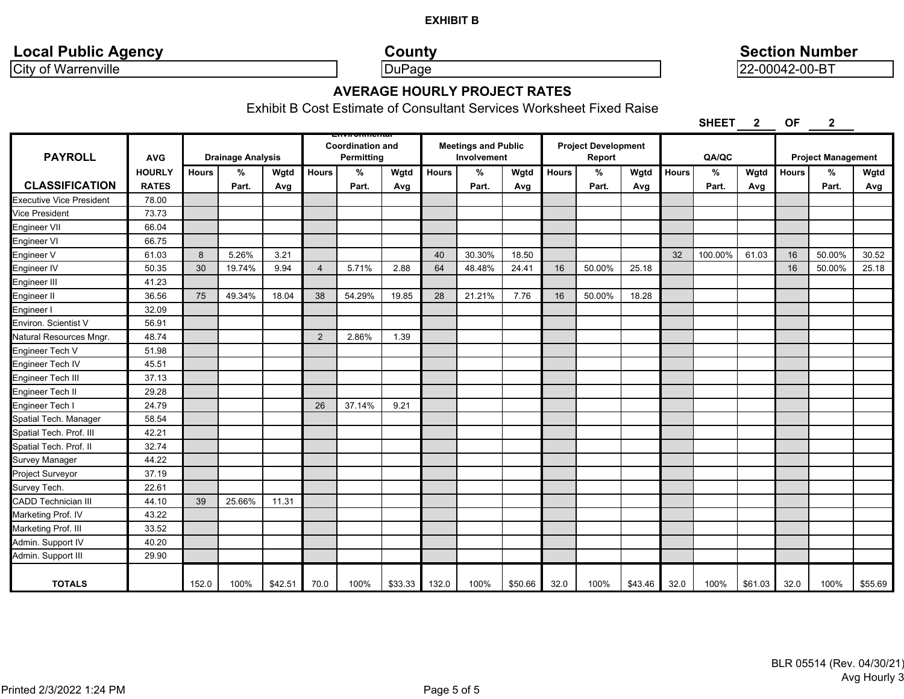**EXHIBIT B**

| Local Public Agency | County | Section Number |
|---|---|---|
| City of Warrenville | DuPage | 22-00042-00-BT |

## AVERAGE HOURLY PROJECT RATES

Exhibit B Cost Estimate of Consultant Services Worksheet Fixed Raise

SHEET 2 OF 2

| PAYROLL | AVG | Drainage Analysis | | | Environmental Coordination and Permitting | | | Meetings and Public Involvement | | | Project Development Report | | | QA/QC | | | Project Management | | |
|---|---|---|---|---|---|---|---|---|---|---|---|---|---|---|---|---|---|---|---|
| CLASSIFICATION | HOURLY RATES | Hours | % Part. | Wgtd Avg | Hours | % Part. | Wgtd Avg | Hours | % Part. | Wgtd Avg | Hours | % Part. | Wgtd Avg | Hours | % Part. | Wgtd Avg | Hours | % Part. | Wgtd Avg |
| Executive Vice President | 78.00 | | | | | | | | | | | | | | | | | | |
| Vice President | 73.73 | | | | | | | | | | | | | | | | | | |
| Engineer VII | 66.04 | | | | | | | | | | | | | | | | | | |
| Engineer VI | 66.75 | | | | | | | | | | | | | | | | | | |
| Engineer V | 61.03 | 8 | 5.26% | 3.21 | | | | 40 | 30.30% | 18.50 | | | | 32 | 100.00% | 61.03 | 16 | 50.00% | 30.52 |
| Engineer IV | 50.35 | 30 | 19.74% | 9.94 | 4 | 5.71% | 2.88 | 64 | 48.48% | 24.41 | 16 | 50.00% | 25.18 | | | | 16 | 50.00% | 25.18 |
| Engineer III | 41.23 | | | | | | | | | | | | | | | | | | |
| Engineer II | 36.56 | 75 | 49.34% | 18.04 | 38 | 54.29% | 19.85 | 28 | 21.21% | 7.76 | 16 | 50.00% | 18.28 | | | | | | |
| Engineer I | 32.09 | | | | | | | | | | | | | | | | | | |
| Environ. Scientist V | 56.91 | | | | | | | | | | | | | | | | | | |
| Natural Resources Mngr. | 48.74 | | | | 2 | 2.86% | 1.39 | | | | | | | | | | | | |
| Engineer Tech V | 51.98 | | | | | | | | | | | | | | | | | | |
| Engineer Tech IV | 45.51 | | | | | | | | | | | | | | | | | | |
| Engineer Tech III | 37.13 | | | | | | | | | | | | | | | | | | |
| Engineer Tech II | 29.28 | | | | | | | | | | | | | | | | | | |
| Engineer Tech I | 24.79 | | | | 26 | 37.14% | 9.21 | | | | | | | | | | | | |
| Spatial Tech. Manager | 58.54 | | | | | | | | | | | | | | | | | | |
| Spatial Tech. Prof. III | 42.21 | | | | | | | | | | | | | | | | | | |
| Spatial Tech. Prof. II | 32.74 | | | | | | | | | | | | | | | | | | |
| Survey Manager | 44.22 | | | | | | | | | | | | | | | | | | |
| Project Surveyor | 37.19 | | | | | | | | | | | | | | | | | | |
| Survey Tech. | 22.61 | | | | | | | | | | | | | | | | | | |
| CADD Technician III | 44.10 | 39 | 25.66% | 11.31 | | | | | | | | | | | | | | | |
| Marketing Prof. IV | 43.22 | | | | | | | | | | | | | | | | | | |
| Marketing Prof. III | 33.52 | | | | | | | | | | | | | | | | | | |
| Admin. Support IV | 40.20 | | | | | | | | | | | | | | | | | | |
| Admin. Support III | 29.90 | | | | | | | | | | | | | | | | | | |
| TOTALS | | 152.0 | 100% | $42.51 | 70.0 | 100% | $33.33 | 132.0 | 100% | $50.66 | 32.0 | 100% | $43.46 | 32.0 | 100% | $61.03 | 32.0 | 100% | $55.69 |

BLR 05514 (Rev. 04/30/21)
Avg Hourly 3

Printed 2/3/2022 1:24 PM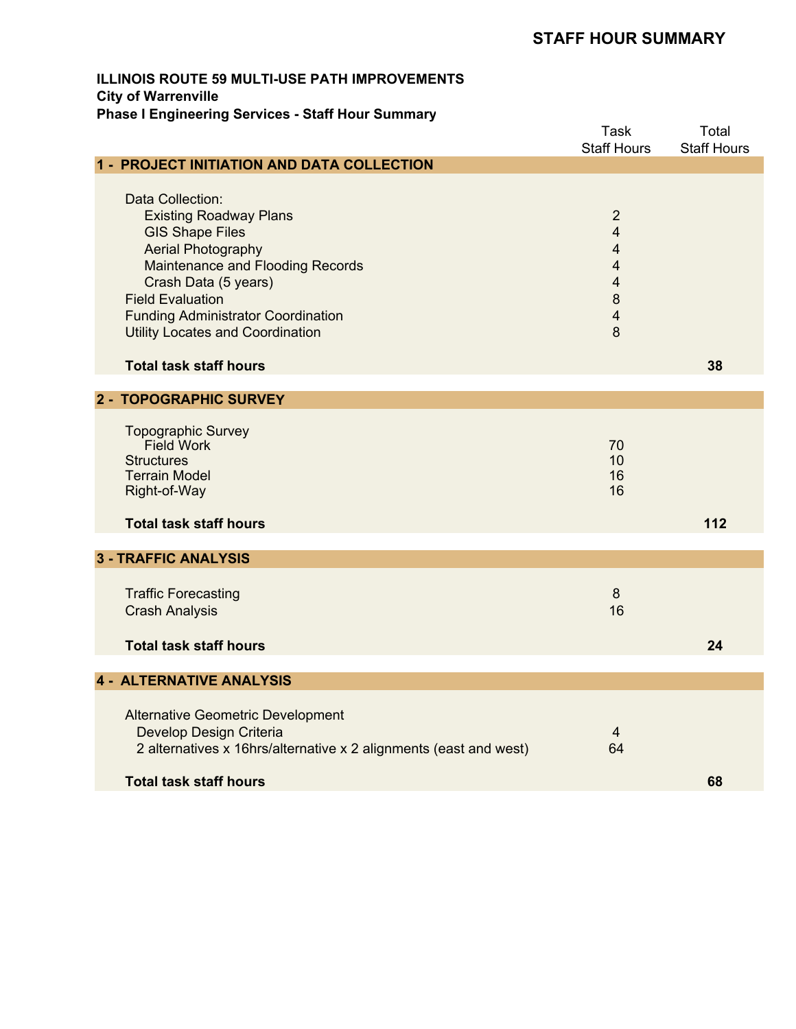# STAFF HOUR SUMMARY

**ILLINOIS ROUTE 59 MULTI-USE PATH IMPROVEMENTS**
**City of Warrenville**
**Phase I Engineering Services - Staff Hour Summary**

| | Task Staff Hours | Total Staff Hours |
|---|---|---|
| **1 - PROJECT INITIATION AND DATA COLLECTION** | | |
| Data Collection: | | |
| Existing Roadway Plans | 2 | |
| GIS Shape Files | 4 | |
| Aerial Photography | 4 | |
| Maintenance and Flooding Records | 4 | |
| Crash Data (5 years) | 4 | |
| Field Evaluation | 8 | |
| Funding Administrator Coordination | 4 | |
| Utility Locates and Coordination | 8 | |
| **Total task staff hours** | | **38** |
| **2 - TOPOGRAPHIC SURVEY** | | |
| Topographic Survey | | |
| Field Work | 70 | |
| Structures | 10 | |
| Terrain Model | 16 | |
| Right-of-Way | 16 | |
| **Total task staff hours** | | **112** |
| **3 - TRAFFIC ANALYSIS** | | |
| Traffic Forecasting | 8 | |
| Crash Analysis | 16 | |
| **Total task staff hours** | | **24** |
| **4 - ALTERNATIVE ANALYSIS** | | |
| Alternative Geometric Development | | |
| Develop Design Criteria | 4 | |
| 2 alternatives x 16hrs/alternative x 2 alignments (east and west) | 64 | |
| **Total task staff hours** | | **68** |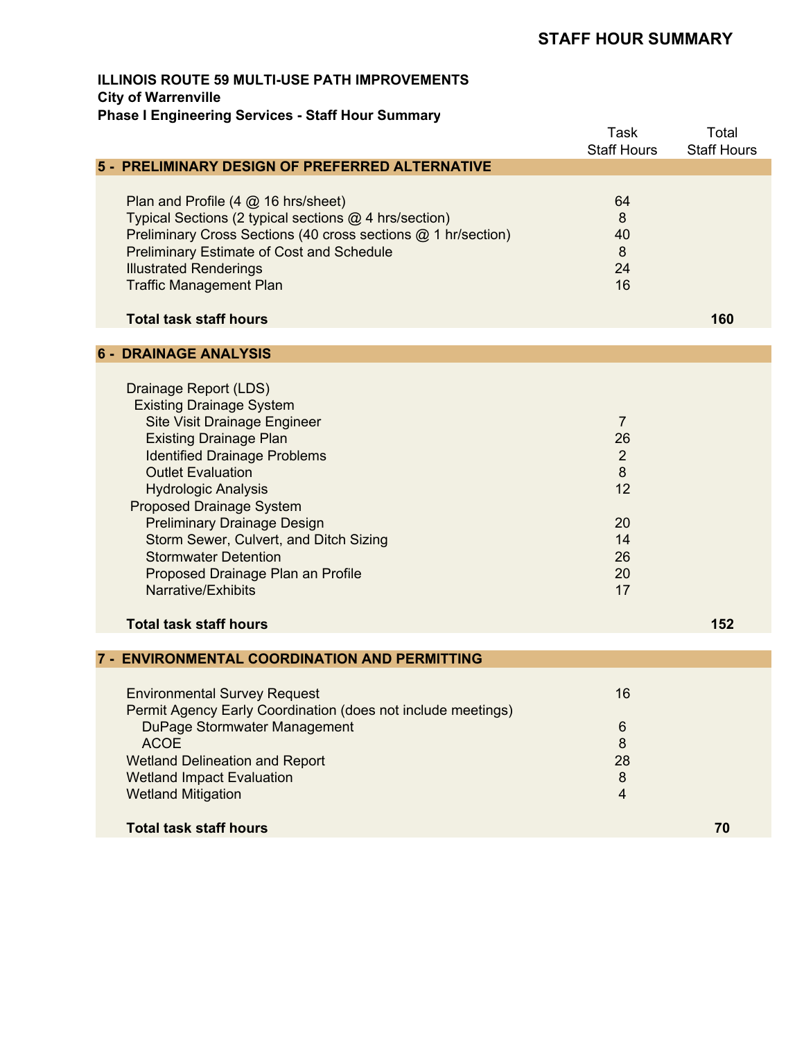## STAFF HOUR SUMMARY

**ILLINOIS ROUTE 59 MULTI-USE PATH IMPROVEMENTS**
**City of Warrenville**
**Phase I Engineering Services - Staff Hour Summary**

| | Task Staff Hours | Total Staff Hours |
|---|---|---|
| **5 - PRELIMINARY DESIGN OF PREFERRED ALTERNATIVE** | | |
| Plan and Profile (4 @ 16 hrs/sheet) | 64 | |
| Typical Sections (2 typical sections @ 4 hrs/section) | 8 | |
| Preliminary Cross Sections (40 cross sections @ 1 hr/section) | 40 | |
| Preliminary Estimate of Cost and Schedule | 8 | |
| Illustrated Renderings | 24 | |
| Traffic Management Plan | 16 | |
| **Total task staff hours** | | **160** |
| **6 - DRAINAGE ANALYSIS** | | |
| Drainage Report (LDS) | | |
| Existing Drainage System | | |
| Site Visit Drainage Engineer | 7 | |
| Existing Drainage Plan | 26 | |
| Identified Drainage Problems | 2 | |
| Outlet Evaluation | 8 | |
| Hydrologic Analysis | 12 | |
| Proposed Drainage System | | |
| Preliminary Drainage Design | 20 | |
| Storm Sewer, Culvert, and Ditch Sizing | 14 | |
| Stormwater Detention | 26 | |
| Proposed Drainage Plan an Profile | 20 | |
| Narrative/Exhibits | 17 | |
| **Total task staff hours** | | **152** |
| **7 - ENVIRONMENTAL COORDINATION AND PERMITTING** | | |
| Environmental Survey Request | 16 | |
| Permit Agency Early Coordination (does not include meetings) | | |
| DuPage Stormwater Management | 6 | |
| ACOE | 8 | |
| Wetland Delineation and Report | 28 | |
| Wetland Impact Evaluation | 8 | |
| Wetland Mitigation | 4 | |
| **Total task staff hours** | | **70** |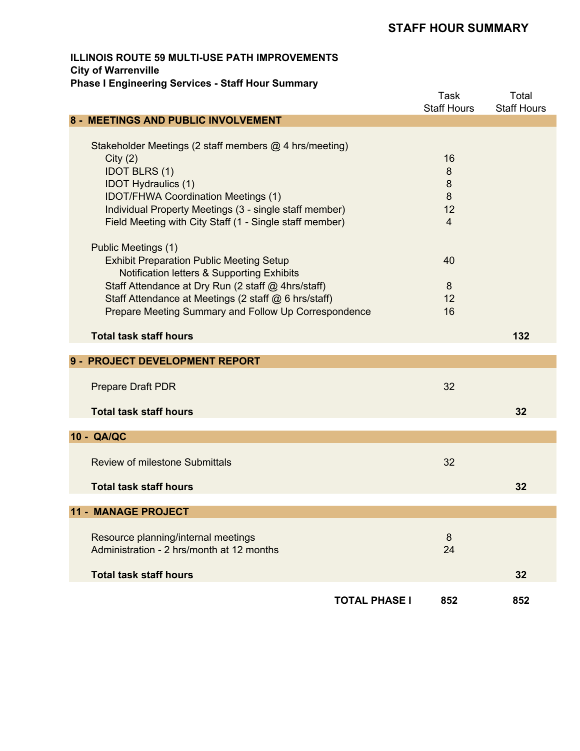## STAFF HOUR SUMMARY

**ILLINOIS ROUTE 59 MULTI-USE PATH IMPROVEMENTS**
**City of Warrenville**
**Phase I Engineering Services - Staff Hour Summary**

| | Task Staff Hours | Total Staff Hours |
|---|---|---|
| **8 - MEETINGS AND PUBLIC INVOLVEMENT** | | |
| Stakeholder Meetings (2 staff members @ 4 hrs/meeting) | | |
| City (2) | 16 | |
| IDOT BLRS (1) | 8 | |
| IDOT Hydraulics (1) | 8 | |
| IDOT/FHWA Coordination Meetings (1) | 8 | |
| Individual Property Meetings (3 - single staff member) | 12 | |
| Field Meeting with City Staff (1 - Single staff member) | 4 | |
| Public Meetings (1) | | |
| Exhibit Preparation Public Meeting Setup | 40 | |
| Notification letters & Supporting Exhibits | | |
| Staff Attendance at Dry Run (2 staff @ 4hrs/staff) | 8 | |
| Staff Attendance at Meetings (2 staff @ 6 hrs/staff) | 12 | |
| Prepare Meeting Summary and Follow Up Correspondence | 16 | |
| **Total task staff hours** | | **132** |
| **9 - PROJECT DEVELOPMENT REPORT** | | |
| Prepare Draft PDR | 32 | |
| **Total task staff hours** | | **32** |
| **10 - QA/QC** | | |
| Review of milestone Submittals | 32 | |
| **Total task staff hours** | | **32** |
| **11 - MANAGE PROJECT** | | |
| Resource planning/internal meetings | 8 | |
| Administration - 2 hrs/month at 12 months | 24 | |
| **Total task staff hours** | | **32** |
| **TOTAL PHASE I** | **852** | **852** |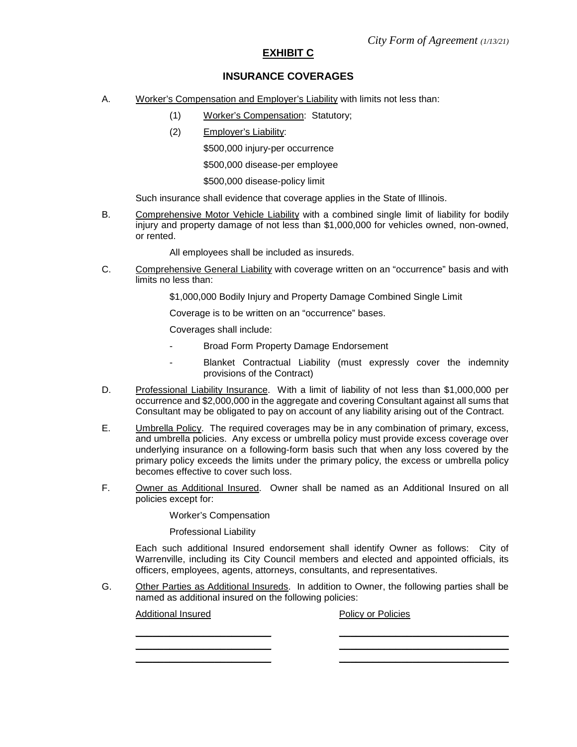*City Form of Agreement (1/13/21)*

# EXHIBIT C

## INSURANCE COVERAGES

A. Worker's Compensation and Employer's Liability with limits not less than:

   (1) Worker's Compensation: Statutory;

   (2) Employer's Liability:

   $500,000 injury-per occurrence

   $500,000 disease-per employee

   $500,000 disease-policy limit

   Such insurance shall evidence that coverage applies in the State of Illinois.

B. Comprehensive Motor Vehicle Liability with a combined single limit of liability for bodily injury and property damage of not less than $1,000,000 for vehicles owned, non-owned, or rented.

   All employees shall be included as insureds.

C. Comprehensive General Liability with coverage written on an "occurrence" basis and with limits no less than:

   $1,000,000 Bodily Injury and Property Damage Combined Single Limit

   Coverage is to be written on an "occurrence" bases.

   Coverages shall include:

   - Broad Form Property Damage Endorsement
   - Blanket Contractual Liability (must expressly cover the indemnity provisions of the Contract)

D. Professional Liability Insurance. With a limit of liability of not less than $1,000,000 per occurrence and $2,000,000 in the aggregate and covering Consultant against all sums that Consultant may be obligated to pay on account of any liability arising out of the Contract.

E. Umbrella Policy. The required coverages may be in any combination of primary, excess, and umbrella policies. Any excess or umbrella policy must provide excess coverage over underlying insurance on a following-form basis such that when any loss covered by the primary policy exceeds the limits under the primary policy, the excess or umbrella policy becomes effective to cover such loss.

F. Owner as Additional Insured. Owner shall be named as an Additional Insured on all policies except for:

   Worker's Compensation

   Professional Liability

   Each such additional Insured endorsement shall identify Owner as follows: City of Warrenville, including its City Council members and elected and appointed officials, its officers, employees, agents, attorneys, consultants, and representatives.

G. Other Parties as Additional Insureds. In addition to Owner, the following parties shall be named as additional insured on the following policies:

| Additional Insured | Policy or Policies |
|---|---|
| ______________________ | ____________________________ |
| ______________________ | ____________________________ |
| ______________________ | ____________________________ |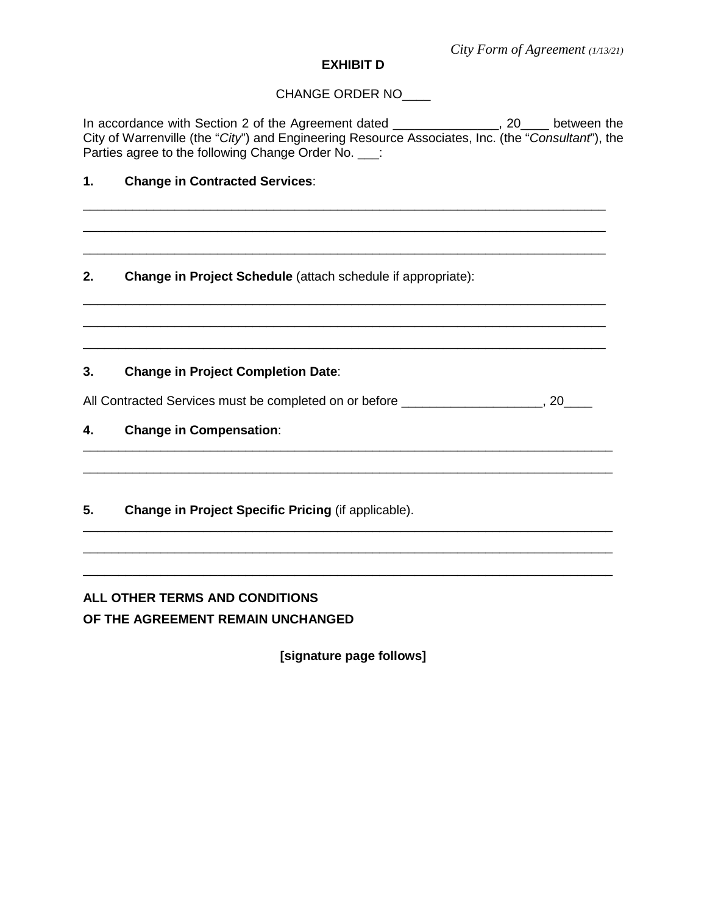*City Form of Agreement (1/13/21)*

**EXHIBIT D**

CHANGE ORDER NO____

In accordance with Section 2 of the Agreement dated _______________, 20____ between the City of Warrenville (the "*City*") and Engineering Resource Associates, Inc. (the "*Consultant*"), the Parties agree to the following Change Order No. ___:

**1. Change in Contracted Services**:

_____________________________________________________________________________

_____________________________________________________________________________

_____________________________________________________________________________

**2. Change in Project Schedule** (attach schedule if appropriate):

_____________________________________________________________________________

_____________________________________________________________________________

_____________________________________________________________________________

**3. Change in Project Completion Date**:

All Contracted Services must be completed on or before ____________________, 20____

**4. Change in Compensation**:

_____________________________________________________________________________

_____________________________________________________________________________

**5. Change in Project Specific Pricing** (if applicable).

_____________________________________________________________________________

_____________________________________________________________________________

_____________________________________________________________________________

**ALL OTHER TERMS AND CONDITIONS OF THE AGREEMENT REMAIN UNCHANGED**

**[signature page follows]**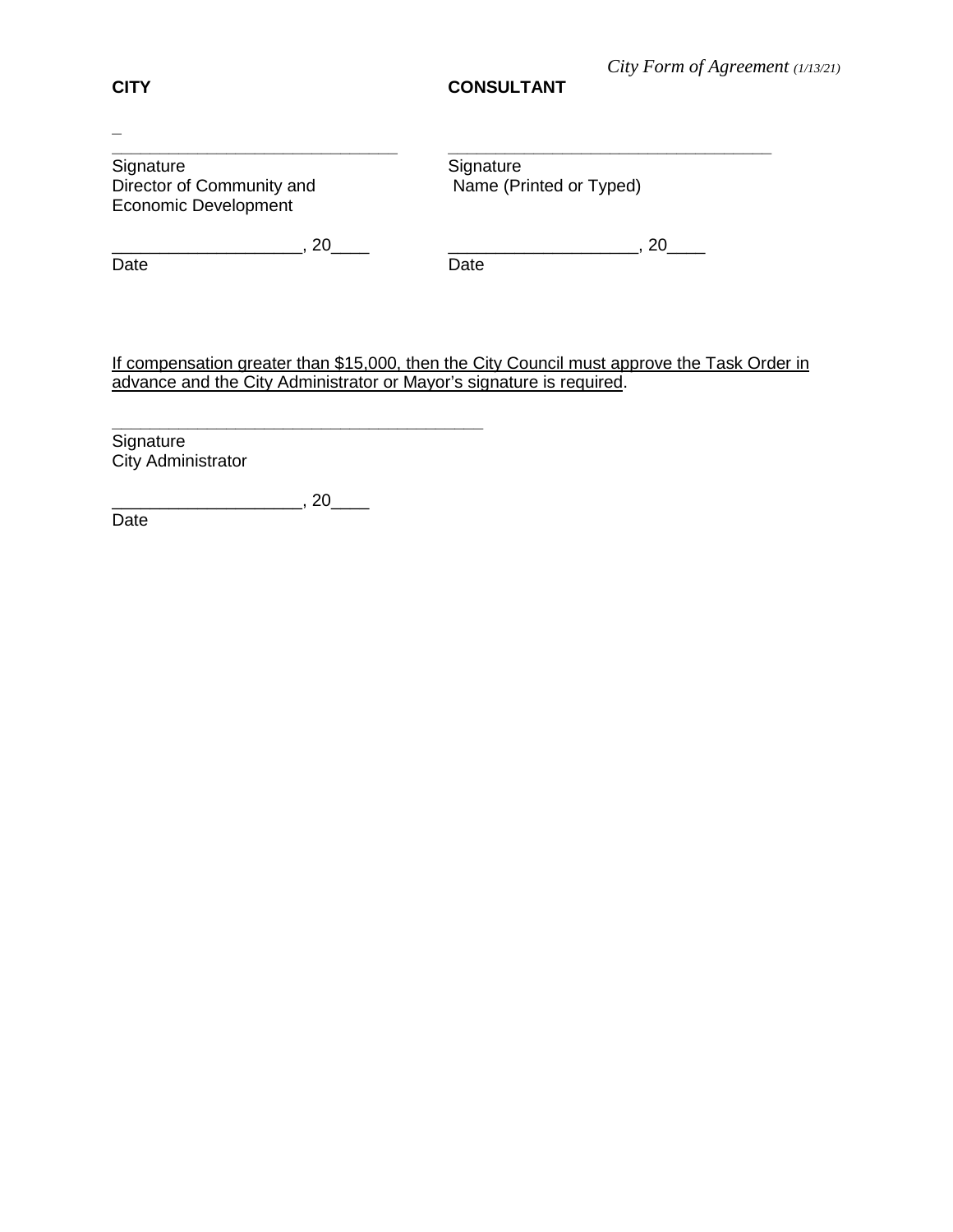| **CITY** | **CONSULTANT** |
|---|---|
| _ | |
| ________________________________ | ____________________________________ |
| Signature | Signature |
| Director of Community and Economic Development | Name (Printed or Typed) |
| ___________________, 20____ | ___________________, 20____ |
| Date | Date |

If compensation greater than $15,000, then the City Council must approve the Task Order in advance and the City Administrator or Mayor's signature is required.

_________________________________________

Signature

City Administrator

___________________, 20____

Date